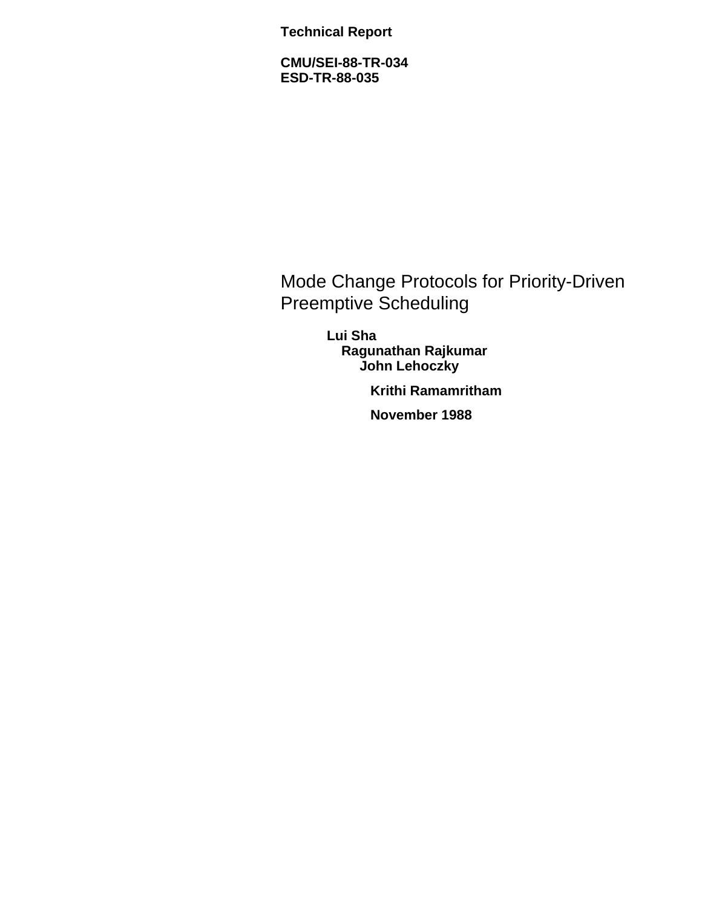**Technical Report**

**CMU/SEI-88-TR-034**
**ESD-TR-88-035**

# Mode Change Protocols for Priority-Driven Preemptive Scheduling

**Lui Sha**
**Ragunathan Rajkumar**
**John Lehoczky**

**Krithi Ramamritham**

**November 1988**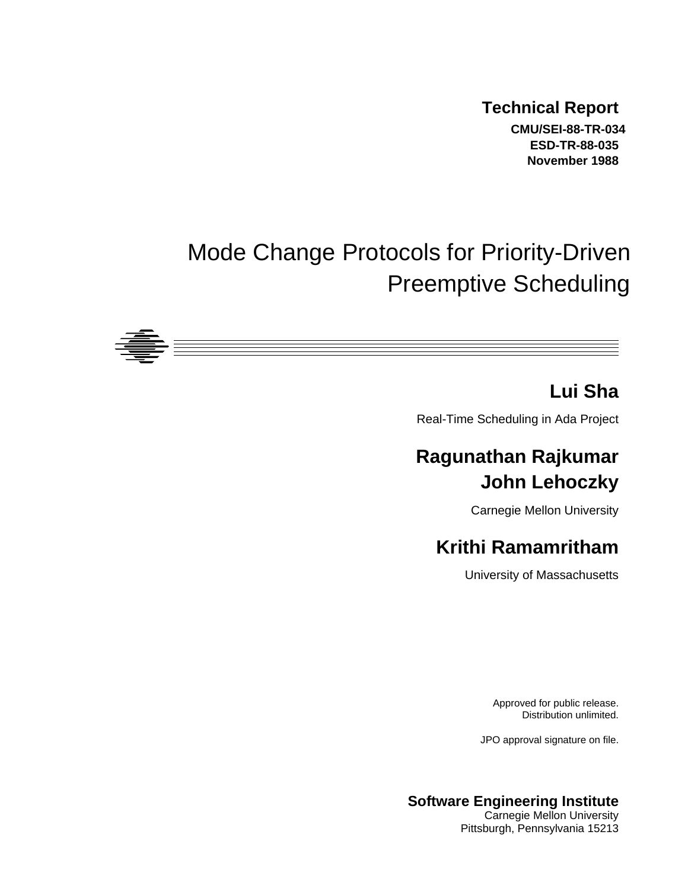**Technical Report**

**CMU/SEI-88-TR-034**
**ESD-TR-88-035**
**November 1988**

# Mode Change Protocols for Priority-Driven Preemptive Scheduling

## Lui Sha

Real-Time Scheduling in Ada Project

## Ragunathan Rajkumar
## John Lehoczky

Carnegie Mellon University

## Krithi Ramamritham

University of Massachusetts

Approved for public release.
Distribution unlimited.

JPO approval signature on file.

**Software Engineering Institute**
Carnegie Mellon University
Pittsburgh, Pennsylvania 15213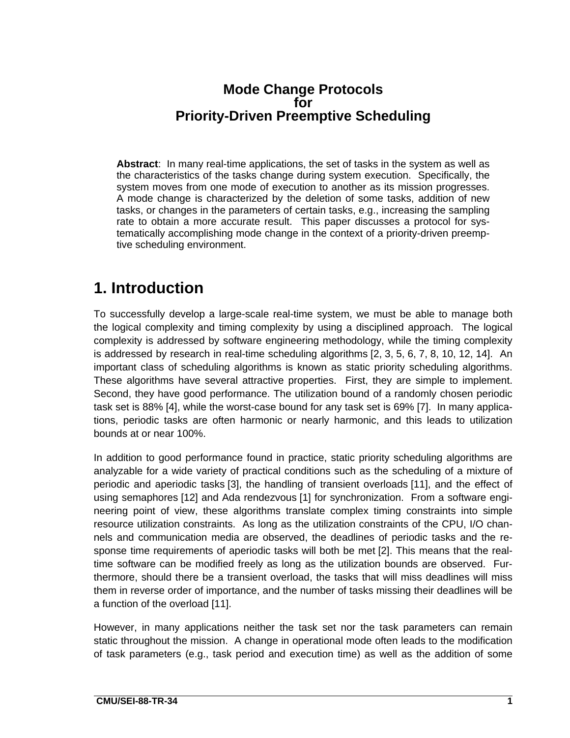# Mode Change Protocols for Priority-Driven Preemptive Scheduling

**Abstract**: In many real-time applications, the set of tasks in the system as well as the characteristics of the tasks change during system execution. Specifically, the system moves from one mode of execution to another as its mission progresses. A mode change is characterized by the deletion of some tasks, addition of new tasks, or changes in the parameters of certain tasks, e.g., increasing the sampling rate to obtain a more accurate result. This paper discusses a protocol for systematically accomplishing mode change in the context of a priority-driven preemptive scheduling environment.

# 1. Introduction

To successfully develop a large-scale real-time system, we must be able to manage both the logical complexity and timing complexity by using a disciplined approach. The logical complexity is addressed by software engineering methodology, while the timing complexity is addressed by research in real-time scheduling algorithms [2, 3, 5, 6, 7, 8, 10, 12, 14]. An important class of scheduling algorithms is known as static priority scheduling algorithms. These algorithms have several attractive properties. First, they are simple to implement. Second, they have good performance. The utilization bound of a randomly chosen periodic task set is 88% [4], while the worst-case bound for any task set is 69% [7]. In many applications, periodic tasks are often harmonic or nearly harmonic, and this leads to utilization bounds at or near 100%.

In addition to good performance found in practice, static priority scheduling algorithms are analyzable for a wide variety of practical conditions such as the scheduling of a mixture of periodic and aperiodic tasks [3], the handling of transient overloads [11], and the effect of using semaphores [12] and Ada rendezvous [1] for synchronization. From a software engineering point of view, these algorithms translate complex timing constraints into simple resource utilization constraints. As long as the utilization constraints of the CPU, I/O channels and communication media are observed, the deadlines of periodic tasks and the response time requirements of aperiodic tasks will both be met [2]. This means that the real-time software can be modified freely as long as the utilization bounds are observed. Furthermore, should there be a transient overload, the tasks that will miss deadlines will miss them in reverse order of importance, and the number of tasks missing their deadlines will be a function of the overload [11].

However, in many applications neither the task set nor the task parameters can remain static throughout the mission. A change in operational mode often leads to the modification of task parameters (e.g., task period and execution time) as well as the addition of some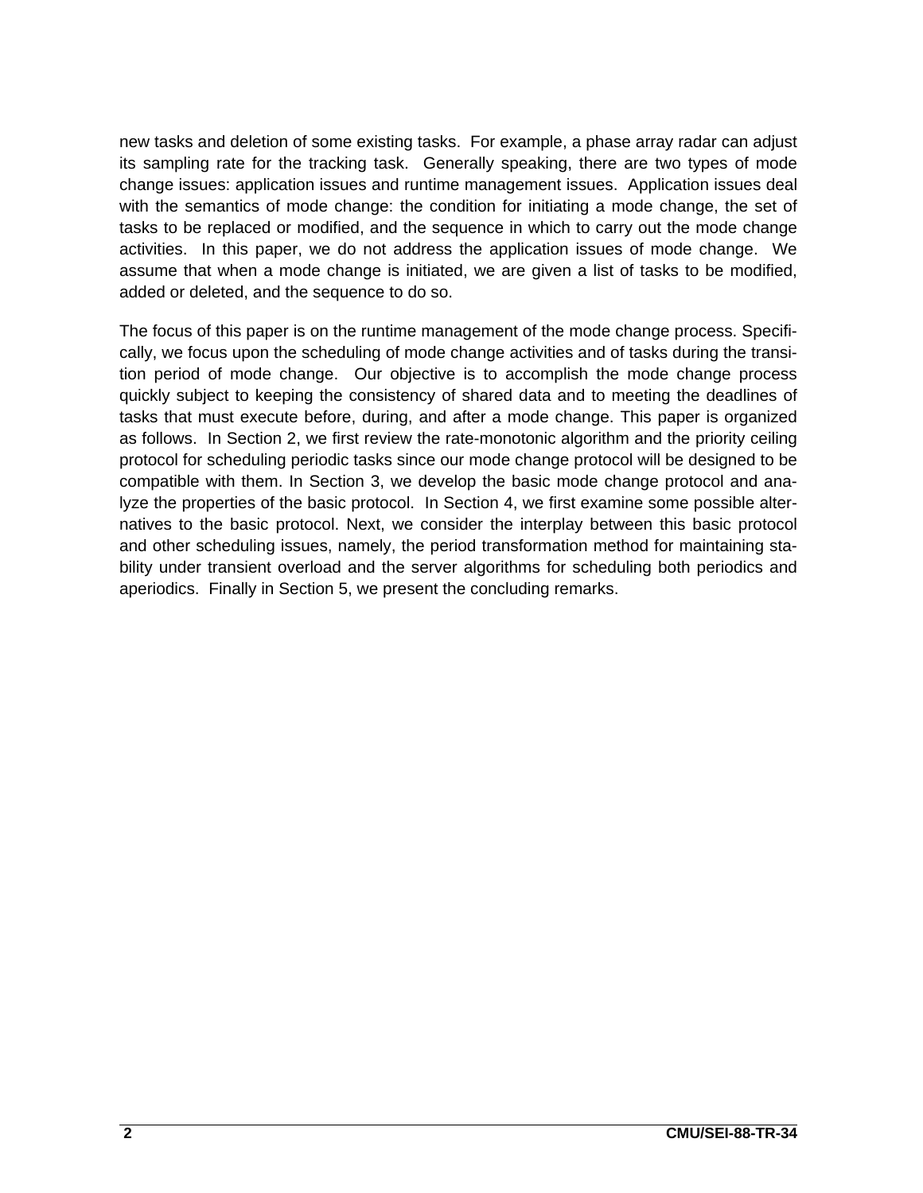new tasks and deletion of some existing tasks. For example, a phase array radar can adjust its sampling rate for the tracking task. Generally speaking, there are two types of mode change issues: application issues and runtime management issues. Application issues deal with the semantics of mode change: the condition for initiating a mode change, the set of tasks to be replaced or modified, and the sequence in which to carry out the mode change activities. In this paper, we do not address the application issues of mode change. We assume that when a mode change is initiated, we are given a list of tasks to be modified, added or deleted, and the sequence to do so.

The focus of this paper is on the runtime management of the mode change process. Specifically, we focus upon the scheduling of mode change activities and of tasks during the transition period of mode change. Our objective is to accomplish the mode change process quickly subject to keeping the consistency of shared data and to meeting the deadlines of tasks that must execute before, during, and after a mode change. This paper is organized as follows. In Section 2, we first review the rate-monotonic algorithm and the priority ceiling protocol for scheduling periodic tasks since our mode change protocol will be designed to be compatible with them. In Section 3, we develop the basic mode change protocol and analyze the properties of the basic protocol. In Section 4, we first examine some possible alternatives to the basic protocol. Next, we consider the interplay between this basic protocol and other scheduling issues, namely, the period transformation method for maintaining stability under transient overload and the server algorithms for scheduling both periodics and aperiodics. Finally in Section 5, we present the concluding remarks.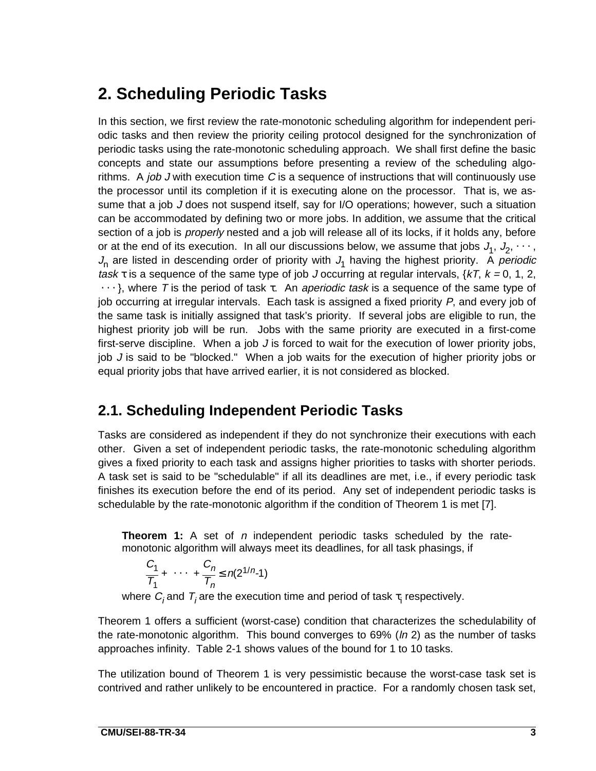## 2. Scheduling Periodic Tasks

In this section, we first review the rate-monotonic scheduling algorithm for independent periodic tasks and then review the priority ceiling protocol designed for the synchronization of periodic tasks using the rate-monotonic scheduling approach. We shall first define the basic concepts and state our assumptions before presenting a review of the scheduling algorithms. A *job J* with execution time $C$ is a sequence of instructions that will continuously use the processor until its completion if it is executing alone on the processor. That is, we assume that a job $J$ does not suspend itself, say for I/O operations; however, such a situation can be accommodated by defining two or more jobs. In addition, we assume that the critical section of a job is *properly* nested and a job will release all of its locks, if it holds any, before or at the end of its execution. In all our discussions below, we assume that jobs $J_1$, $J_2$, $\cdots$, $J_n$ are listed in descending order of priority with $J_1$ having the highest priority. A *periodic task* $\tau$ is a sequence of the same type of job $J$ occurring at regular intervals, $\{kT, k = 0, 1, 2, \cdots\}$, where $T$ is the period of task $\tau$. An *aperiodic task* is a sequence of the same type of job occurring at irregular intervals. Each task is assigned a fixed priority $P$, and every job of the same task is initially assigned that task's priority. If several jobs are eligible to run, the highest priority job will be run. Jobs with the same priority are executed in a first-come first-serve discipline. When a job $J$ is forced to wait for the execution of lower priority jobs, job $J$ is said to be "blocked." When a job waits for the execution of higher priority jobs or equal priority jobs that have arrived earlier, it is not considered as blocked.

### 2.1. Scheduling Independent Periodic Tasks

Tasks are considered as independent if they do not synchronize their executions with each other. Given a set of independent periodic tasks, the rate-monotonic scheduling algorithm gives a fixed priority to each task and assigns higher priorities to tasks with shorter periods. A task set is said to be "schedulable" if all its deadlines are met, i.e., if every periodic task finishes its execution before the end of its period. Any set of independent periodic tasks is schedulable by the rate-monotonic algorithm if the condition of Theorem 1 is met [7].

> **Theorem 1:** A set of $n$ independent periodic tasks scheduled by the rate-monotonic algorithm will always meet its deadlines, for all task phasings, if
>
> $$\frac{C_1}{T_1} + \cdots + \frac{C_n}{T_n} \leq n(2^{1/n}-1)$$
>
> where $C_i$ and $T_i$ are the execution time and period of task $\tau_i$ respectively.

Theorem 1 offers a sufficient (worst-case) condition that characterizes the schedulability of the rate-monotonic algorithm. This bound converges to 69% (*ln* 2) as the number of tasks approaches infinity. Table 2-1 shows values of the bound for 1 to 10 tasks.

The utilization bound of Theorem 1 is very pessimistic because the worst-case task set is contrived and rather unlikely to be encountered in practice. For a randomly chosen task set,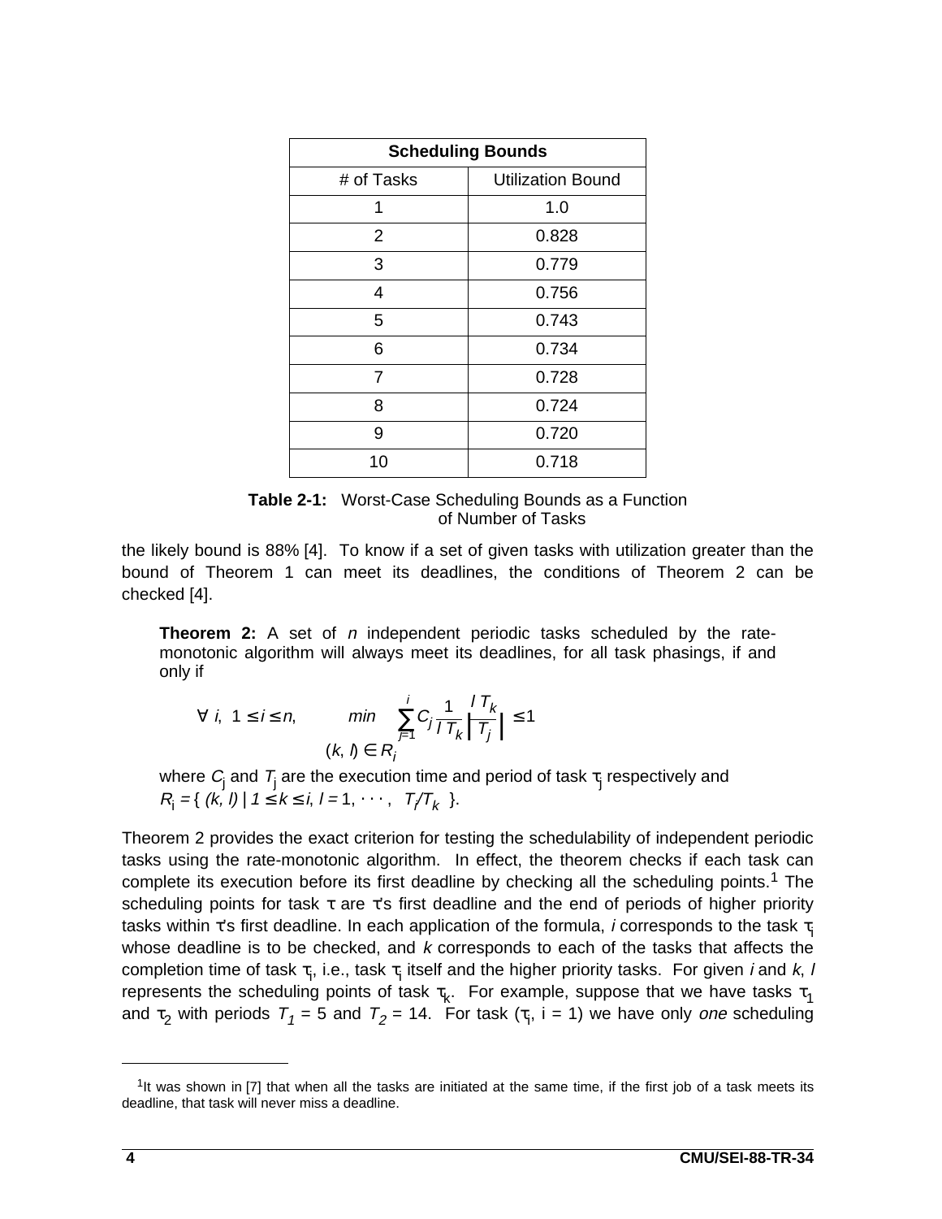| Scheduling Bounds | |
|---|---|
| # of Tasks | Utilization Bound |
| 1 | 1.0 |
| 2 | 0.828 |
| 3 | 0.779 |
| 4 | 0.756 |
| 5 | 0.743 |
| 6 | 0.734 |
| 7 | 0.728 |
| 8 | 0.724 |
| 9 | 0.720 |
| 10 | 0.718 |

**Table 2-1:** Worst-Case Scheduling Bounds as a Function of Number of Tasks

the likely bound is 88% [4]. To know if a set of given tasks with utilization greater than the bound of Theorem 1 can meet its deadlines, the conditions of Theorem 2 can be checked [4].

> **Theorem 2:** A set of $n$ independent periodic tasks scheduled by the rate-monotonic algorithm will always meet its deadlines, for all task phasings, if and only if
>
> $$\forall\ i,\ 1 \le i \le n, \qquad \min_{(k,\,l) \in R_i} \sum_{j=1}^{i} C_j \frac{1}{l\,T_k} \left\lceil \frac{l\,T_k}{T_j} \right\rceil \le 1$$
>
> where $C_j$ and $T_j$ are the execution time and period of task $\tau_j$ respectively and $R_i = \{\ (k, l) \mid 1 \le k \le i,\ l = 1, \cdots, \lfloor T_i/T_k \rfloor\ \}$.

Theorem 2 provides the exact criterion for testing the schedulability of independent periodic tasks using the rate-monotonic algorithm. In effect, the theorem checks if each task can complete its execution before its first deadline by checking all the scheduling points.[1] The scheduling points for task $\tau$ are $\tau$'s first deadline and the end of periods of higher priority tasks within $\tau$'s first deadline. In each application of the formula, $i$ corresponds to the task $\tau_i$ whose deadline is to be checked, and $k$ corresponds to each of the tasks that affects the completion time of task $\tau_i$, i.e., task $\tau_i$ itself and the higher priority tasks. For given $i$ and $k$, $l$ represents the scheduling points of task $\tau_k$. For example, suppose that we have tasks $\tau_1$ and $\tau_2$ with periods $T_1 = 5$ and $T_2 = 14$. For task ($\tau_i$, i = 1) we have only *one* scheduling

[1] It was shown in [7] that when all the tasks are initiated at the same time, if the first job of a task meets its deadline, that task will never miss a deadline.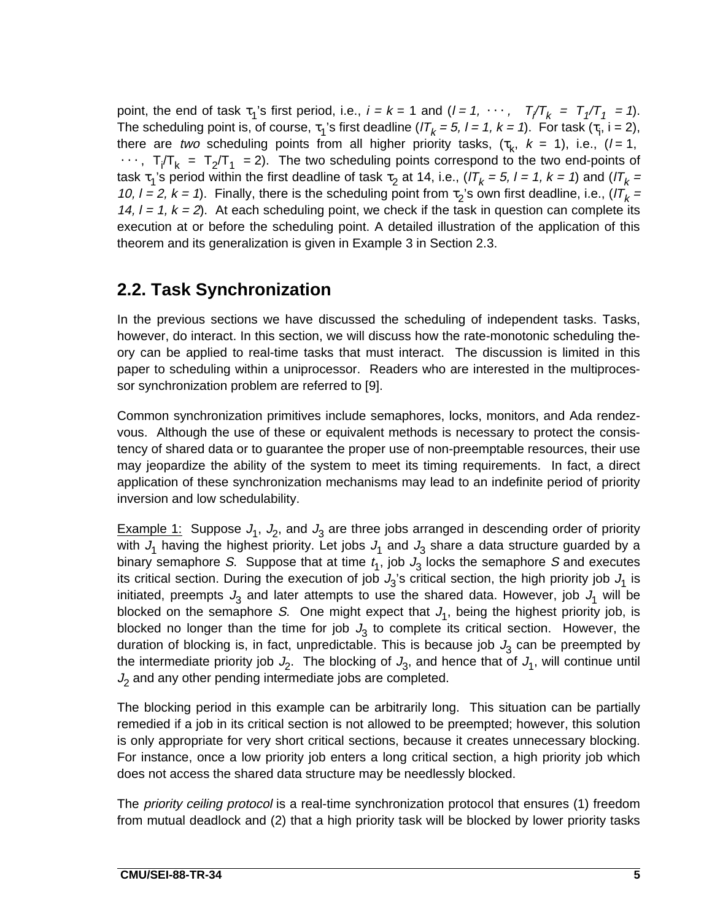point, the end of task $\tau_1$'s first period, i.e., $i = k = 1$ and ($l = 1, \cdots, \lfloor T_i/T_k \rfloor = \lfloor T_1/T_1 \rfloor = 1$). The scheduling point is, of course, $\tau_1$'s first deadline ($lT_k = 5$, $l = 1$, $k = 1$). For task ($\tau_i$, $i = 2$), there are *two* scheduling points from all higher priority tasks, ($\tau_k$, $k = 1$), i.e., ($l = 1, \cdots, \lfloor T_i/T_k \rfloor = \lfloor T_2/T_1 \rfloor = 2$). The two scheduling points correspond to the two end-points of task $\tau_1$'s period within the first deadline of task $\tau_2$ at 14, i.e., ($lT_k = 5$, $l = 1$, $k = 1$) and ($lT_k = 10$, $l = 2$, $k = 1$). Finally, there is the scheduling point from $\tau_2$'s own first deadline, i.e., ($lT_k = 14$, $l = 1$, $k = 2$). At each scheduling point, we check if the task in question can complete its execution at or before the scheduling point. A detailed illustration of the application of this theorem and its generalization is given in Example 3 in Section 2.3.

## 2.2. Task Synchronization

In the previous sections we have discussed the scheduling of independent tasks. Tasks, however, do interact. In this section, we will discuss how the rate-monotonic scheduling theory can be applied to real-time tasks that must interact. The discussion is limited in this paper to scheduling within a uniprocessor. Readers who are interested in the multiprocessor synchronization problem are referred to [9].

Common synchronization primitives include semaphores, locks, monitors, and Ada rendezvous. Although the use of these or equivalent methods is necessary to protect the consistency of shared data or to guarantee the proper use of non-preemptable resources, their use may jeopardize the ability of the system to meet its timing requirements. In fact, a direct application of these synchronization mechanisms may lead to an indefinite period of priority inversion and low schedulability.

Example 1: Suppose $J_1$, $J_2$, and $J_3$ are three jobs arranged in descending order of priority with $J_1$ having the highest priority. Let jobs $J_1$ and $J_3$ share a data structure guarded by a binary semaphore $S$. Suppose that at time $t_1$, job $J_3$ locks the semaphore $S$ and executes its critical section. During the execution of job $J_3$'s critical section, the high priority job $J_1$ is initiated, preempts $J_3$ and later attempts to use the shared data. However, job $J_1$ will be blocked on the semaphore $S$. One might expect that $J_1$, being the highest priority job, is blocked no longer than the time for job $J_3$ to complete its critical section. However, the duration of blocking is, in fact, unpredictable. This is because job $J_3$ can be preempted by the intermediate priority job $J_2$. The blocking of $J_3$, and hence that of $J_1$, will continue until $J_2$ and any other pending intermediate jobs are completed.

The blocking period in this example can be arbitrarily long. This situation can be partially remedied if a job in its critical section is not allowed to be preempted; however, this solution is only appropriate for very short critical sections, because it creates unnecessary blocking. For instance, once a low priority job enters a long critical section, a high priority job which does not access the shared data structure may be needlessly blocked.

The *priority ceiling protocol* is a real-time synchronization protocol that ensures (1) freedom from mutual deadlock and (2) that a high priority task will be blocked by lower priority tasks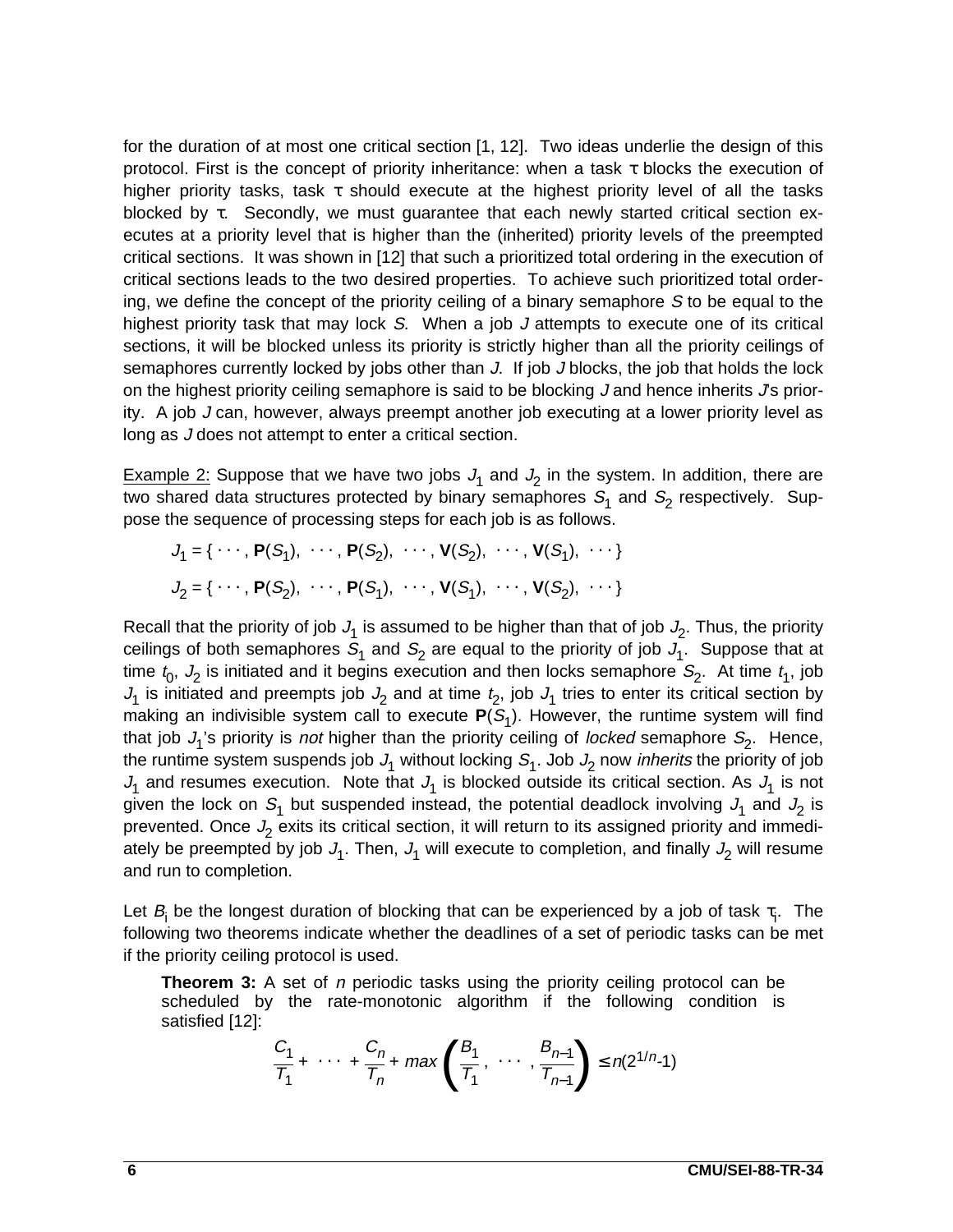for the duration of at most one critical section [1, 12]. Two ideas underlie the design of this protocol. First is the concept of priority inheritance: when a task $\tau$ blocks the execution of higher priority tasks, task $\tau$ should execute at the highest priority level of all the tasks blocked by $\tau$. Secondly, we must guarantee that each newly started critical section executes at a priority level that is higher than the (inherited) priority levels of the preempted critical sections. It was shown in [12] that such a prioritized total ordering in the execution of critical sections leads to the two desired properties. To achieve such prioritized total ordering, we define the concept of the priority ceiling of a binary semaphore $S$ to be equal to the highest priority task that may lock $S$. When a job $J$ attempts to execute one of its critical sections, it will be blocked unless its priority is strictly higher than all the priority ceilings of semaphores currently locked by jobs other than $J$. If job $J$ blocks, the job that holds the lock on the highest priority ceiling semaphore is said to be blocking $J$ and hence inherits $J$'s priority. A job $J$ can, however, always preempt another job executing at a lower priority level as long as $J$ does not attempt to enter a critical section.

Example 2: Suppose that we have two jobs $J_1$ and $J_2$ in the system. In addition, there are two shared data structures protected by binary semaphores $S_1$ and $S_2$ respectively. Suppose the sequence of processing steps for each job is as follows.

$$J_1 = \{ \cdots, \mathbf{P}(S_1), \cdots, \mathbf{P}(S_2), \cdots, \mathbf{V}(S_2), \cdots, \mathbf{V}(S_1), \cdots \}$$

$$J_2 = \{ \cdots, \mathbf{P}(S_2), \cdots, \mathbf{P}(S_1), \cdots, \mathbf{V}(S_1), \cdots, \mathbf{V}(S_2), \cdots \}$$

Recall that the priority of job $J_1$ is assumed to be higher than that of job $J_2$. Thus, the priority ceilings of both semaphores $S_1$ and $S_2$ are equal to the priority of job $J_1$. Suppose that at time $t_0$, $J_2$ is initiated and it begins execution and then locks semaphore $S_2$. At time $t_1$, job $J_1$ is initiated and preempts job $J_2$ and at time $t_2$, job $J_1$ tries to enter its critical section by making an indivisible system call to execute $\mathbf{P}(S_1)$. However, the runtime system will find that job $J_1$'s priority is *not* higher than the priority ceiling of *locked* semaphore $S_2$. Hence, the runtime system suspends job $J_1$ without locking $S_1$. Job $J_2$ now *inherits* the priority of job $J_1$ and resumes execution. Note that $J_1$ is blocked outside its critical section. As $J_1$ is not given the lock on $S_1$ but suspended instead, the potential deadlock involving $J_1$ and $J_2$ is prevented. Once $J_2$ exits its critical section, it will return to its assigned priority and immediately be preempted by job $J_1$. Then, $J_1$ will execute to completion, and finally $J_2$ will resume and run to completion.

Let $B_i$ be the longest duration of blocking that can be experienced by a job of task $\tau_i$. The following two theorems indicate whether the deadlines of a set of periodic tasks can be met if the priority ceiling protocol is used.

**Theorem 3:** A set of $n$ periodic tasks using the priority ceiling protocol can be scheduled by the rate-monotonic algorithm if the following condition is satisfied [12]:

$$\frac{C_1}{T_1} + \cdots + \frac{C_n}{T_n} + max\left(\frac{B_1}{T_1}, \cdots, \frac{B_{n-1}}{T_{n-1}}\right) \leq n(2^{1/n}-1)$$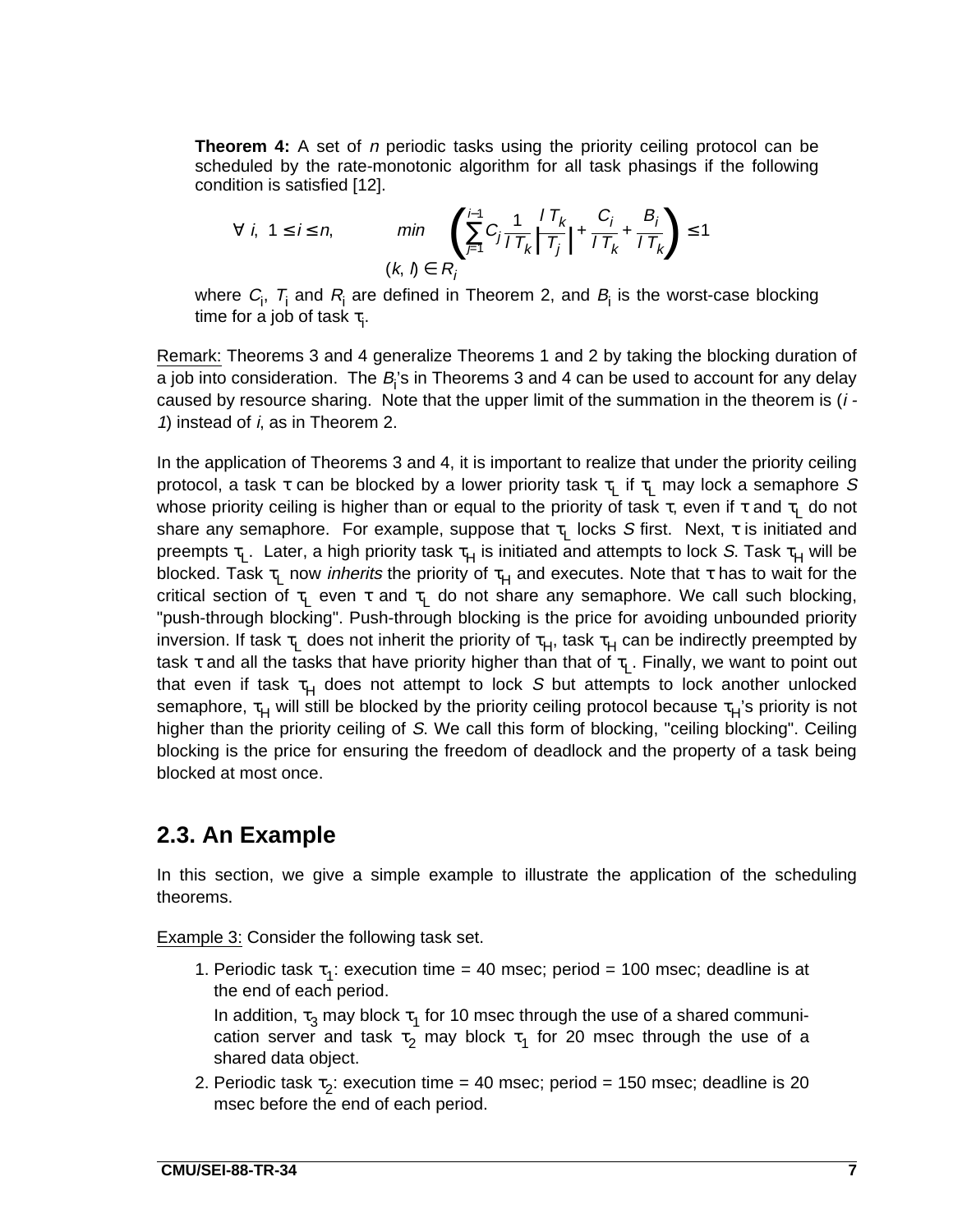**Theorem 4:** A set of $n$ periodic tasks using the priority ceiling protocol can be scheduled by the rate-monotonic algorithm for all task phasings if the following condition is satisfied [12].

$$\forall\ i,\ 1 \leq i \leq n, \qquad \min_{(k,l) \in R_i} \left( \sum_{j=1}^{i-1} C_j \frac{1}{l T_k} \left\lceil \frac{l T_k}{T_j} \right\rceil + \frac{C_i}{l T_k} + \frac{B_i}{l T_k} \right) \leq 1$$

where $C_i$, $T_i$ and $R_i$ are defined in Theorem 2, and $B_i$ is the worst-case blocking time for a job of task $\tau_i$.

Remark: Theorems 3 and 4 generalize Theorems 1 and 2 by taking the blocking duration of a job into consideration. The $B_i$'s in Theorems 3 and 4 can be used to account for any delay caused by resource sharing. Note that the upper limit of the summation in the theorem is ($i$ - $1$) instead of $i$, as in Theorem 2.

In the application of Theorems 3 and 4, it is important to realize that under the priority ceiling protocol, a task $\tau$ can be blocked by a lower priority task $\tau_L$ if $\tau_L$ may lock a semaphore $S$ whose priority ceiling is higher than or equal to the priority of task $\tau$, even if $\tau$ and $\tau_L$ do not share any semaphore. For example, suppose that $\tau_L$ locks $S$ first. Next, $\tau$ is initiated and preempts $\tau_L$. Later, a high priority task $\tau_H$ is initiated and attempts to lock $S$. Task $\tau_H$ will be blocked. Task $\tau_L$ now *inherits* the priority of $\tau_H$ and executes. Note that $\tau$ has to wait for the critical section of $\tau_L$ even $\tau$ and $\tau_L$ do not share any semaphore. We call such blocking, "push-through blocking". Push-through blocking is the price for avoiding unbounded priority inversion. If task $\tau_L$ does not inherit the priority of $\tau_H$, task $\tau_H$ can be indirectly preempted by task $\tau$ and all the tasks that have priority higher than that of $\tau_L$. Finally, we want to point out that even if task $\tau_H$ does not attempt to lock $S$ but attempts to lock another unlocked semaphore, $\tau_H$ will still be blocked by the priority ceiling protocol because $\tau_H$'s priority is not higher than the priority ceiling of $S$. We call this form of blocking, "ceiling blocking". Ceiling blocking is the price for ensuring the freedom of deadlock and the property of a task being blocked at most once.

## 2.3. An Example

In this section, we give a simple example to illustrate the application of the scheduling theorems.

Example 3: Consider the following task set.

1. Periodic task $\tau_1$: execution time = 40 msec; period = 100 msec; deadline is at the end of each period.

   In addition, $\tau_3$ may block $\tau_1$ for 10 msec through the use of a shared communication server and task $\tau_2$ may block $\tau_1$ for 20 msec through the use of a shared data object.

2. Periodic task $\tau_2$: execution time = 40 msec; period = 150 msec; deadline is 20 msec before the end of each period.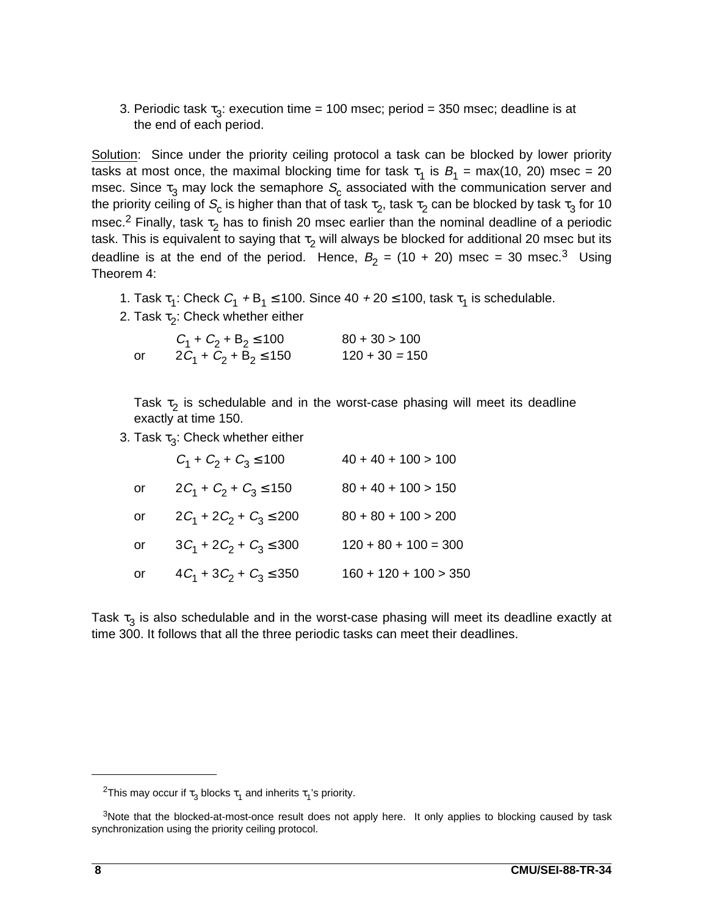3. Periodic task $\tau_3$: execution time = 100 msec; period = 350 msec; deadline is at the end of each period.

Solution: Since under the priority ceiling protocol a task can be blocked by lower priority tasks at most once, the maximal blocking time for task $\tau_1$ is $B_1$ = max(10, 20) msec = 20 msec. Since $\tau_3$ may lock the semaphore $S_c$ associated with the communication server and the priority ceiling of $S_c$ is higher than that of task $\tau_2$, task $\tau_2$ can be blocked by task $\tau_3$ for 10 msec.[2] Finally, task $\tau_2$ has to finish 20 msec earlier than the nominal deadline of a periodic task. This is equivalent to saying that $\tau_2$ will always be blocked for additional 20 msec but its deadline is at the end of the period. Hence, $B_2$ = (10 + 20) msec = 30 msec.[3] Using Theorem 4:

1. Task $\tau_1$: Check $C_1 + B_1 \leq 100$. Since $40 + 20 \leq 100$, task $\tau_1$ is schedulable.
2. Task $\tau_2$: Check whether either

   | | | |
   |---|---|---|
   | | $C_1 + C_2 + B_2 \leq 100$ | $80 + 30 > 100$ |
   | or | $2C_1 + C_2 + B_2 \leq 150$ | $120 + 30 = 150$ |

   Task $\tau_2$ is schedulable and in the worst-case phasing will meet its deadline exactly at time 150.

3. Task $\tau_3$: Check whether either

   | | | |
   |---|---|---|
   | | $C_1 + C_2 + C_3 \leq 100$ | $40 + 40 + 100 > 100$ |
   | or | $2C_1 + C_2 + C_3 \leq 150$ | $80 + 40 + 100 > 150$ |
   | or | $2C_1 + 2C_2 + C_3 \leq 200$ | $80 + 80 + 100 > 200$ |
   | or | $3C_1 + 2C_2 + C_3 \leq 300$ | $120 + 80 + 100 = 300$ |
   | or | $4C_1 + 3C_2 + C_3 \leq 350$ | $160 + 120 + 100 > 350$ |

Task $\tau_3$ is also schedulable and in the worst-case phasing will meet its deadline exactly at time 300. It follows that all the three periodic tasks can meet their deadlines.

---

[2] This may occur if $\tau_3$ blocks $\tau_1$ and inherits $\tau_1$'s priority.

[3] Note that the blocked-at-most-once result does not apply here. It only applies to blocking caused by task synchronization using the priority ceiling protocol.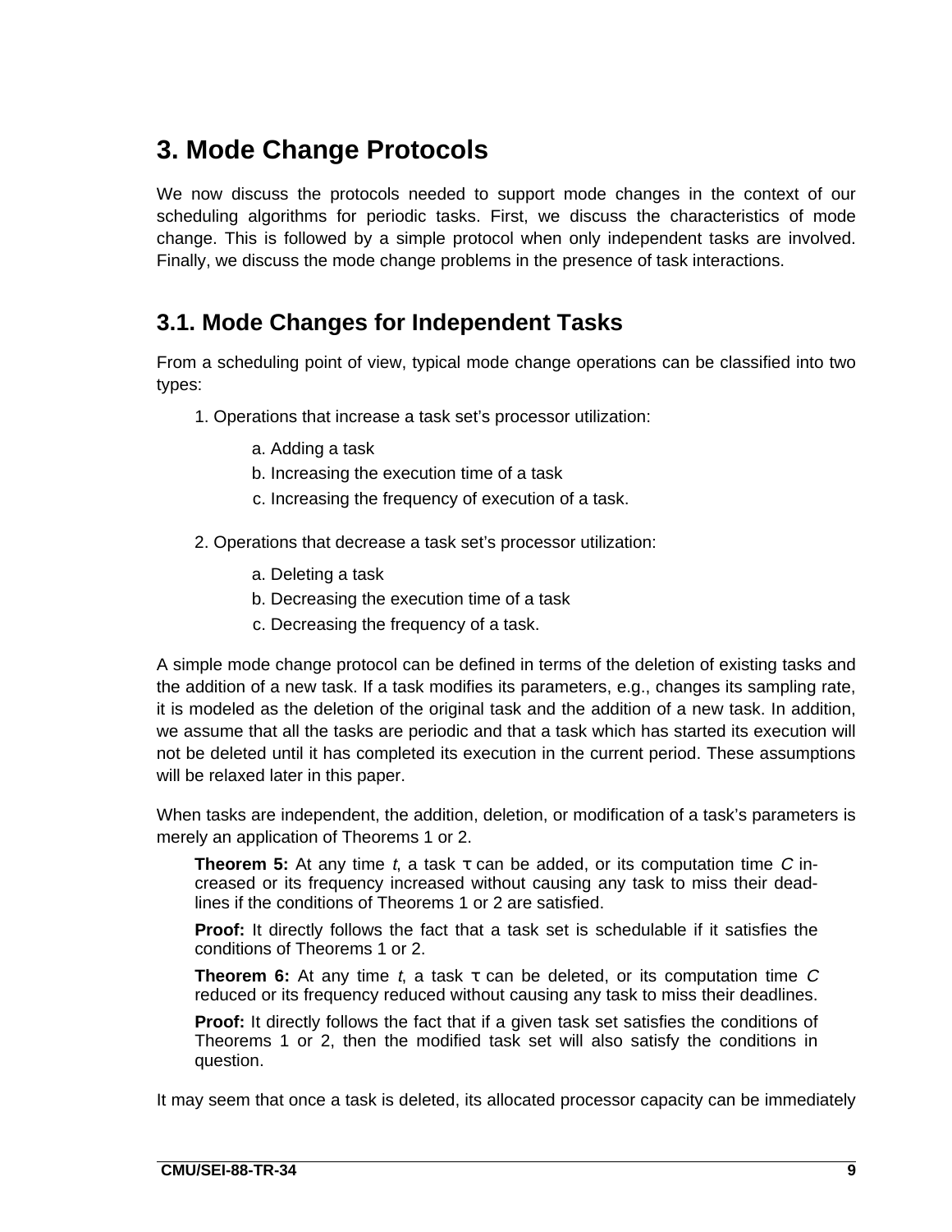# 3. Mode Change Protocols

We now discuss the protocols needed to support mode changes in the context of our scheduling algorithms for periodic tasks. First, we discuss the characteristics of mode change. This is followed by a simple protocol when only independent tasks are involved. Finally, we discuss the mode change problems in the presence of task interactions.

## 3.1. Mode Changes for Independent Tasks

From a scheduling point of view, typical mode change operations can be classified into two types:

1. Operations that increase a task set's processor utilization:
   - a. Adding a task
   - b. Increasing the execution time of a task
   - c. Increasing the frequency of execution of a task.
2. Operations that decrease a task set's processor utilization:
   - a. Deleting a task
   - b. Decreasing the execution time of a task
   - c. Decreasing the frequency of a task.

A simple mode change protocol can be defined in terms of the deletion of existing tasks and the addition of a new task. If a task modifies its parameters, e.g., changes its sampling rate, it is modeled as the deletion of the original task and the addition of a new task. In addition, we assume that all the tasks are periodic and that a task which has started its execution will not be deleted until it has completed its execution in the current period. These assumptions will be relaxed later in this paper.

When tasks are independent, the addition, deletion, or modification of a task's parameters is merely an application of Theorems 1 or 2.

> **Theorem 5:** At any time $t$, a task $\tau$ can be added, or its computation time $C$ increased or its frequency increased without causing any task to miss their deadlines if the conditions of Theorems 1 or 2 are satisfied.
>
> **Proof:** It directly follows the fact that a task set is schedulable if it satisfies the conditions of Theorems 1 or 2.
>
> **Theorem 6:** At any time $t$, a task $\tau$ can be deleted, or its computation time $C$ reduced or its frequency reduced without causing any task to miss their deadlines.
>
> **Proof:** It directly follows the fact that if a given task set satisfies the conditions of Theorems 1 or 2, then the modified task set will also satisfy the conditions in question.

It may seem that once a task is deleted, its allocated processor capacity can be immediately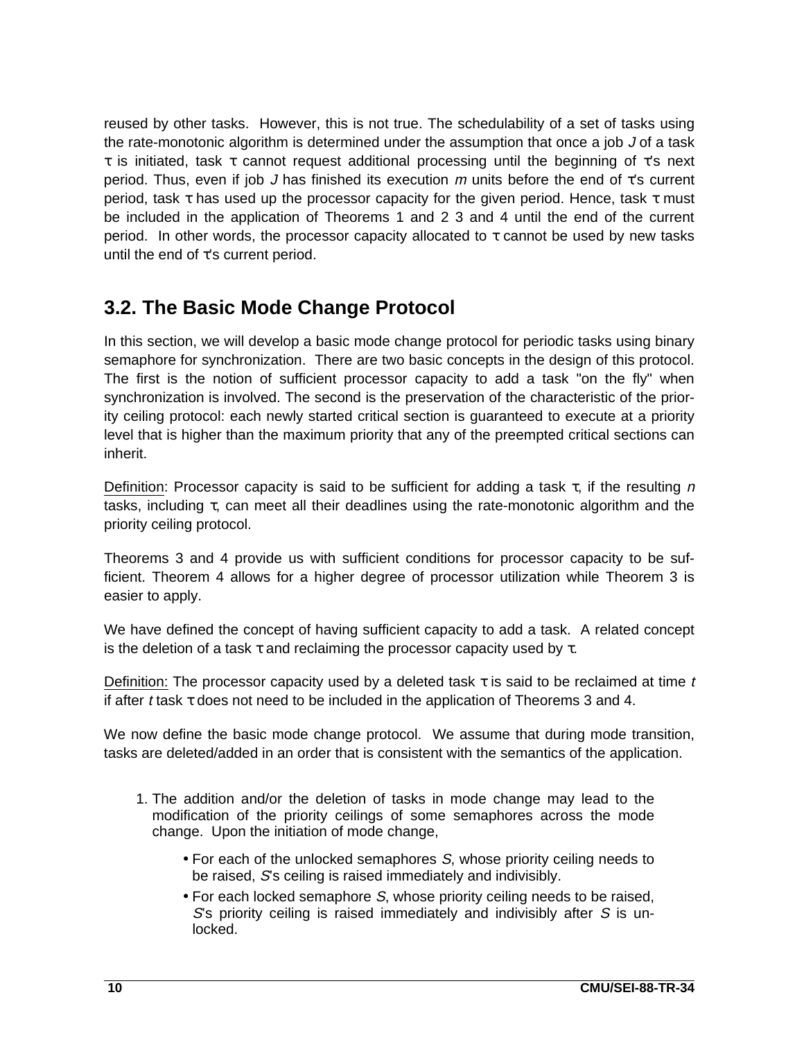reused by other tasks. However, this is not true. The schedulability of a set of tasks using the rate-monotonic algorithm is determined under the assumption that once a job *J* of a task $\tau$ is initiated, task $\tau$ cannot request additional processing until the beginning of $\tau$'s next period. Thus, even if job *J* has finished its execution *m* units before the end of $\tau$'s current period, task $\tau$ has used up the processor capacity for the given period. Hence, task $\tau$ must be included in the application of Theorems 1 and 2 3 and 4 until the end of the current period. In other words, the processor capacity allocated to $\tau$ cannot be used by new tasks until the end of $\tau$'s current period.

## 3.2. The Basic Mode Change Protocol

In this section, we will develop a basic mode change protocol for periodic tasks using binary semaphore for synchronization. There are two basic concepts in the design of this protocol. The first is the notion of sufficient processor capacity to add a task "on the fly" when synchronization is involved. The second is the preservation of the characteristic of the priority ceiling protocol: each newly started critical section is guaranteed to execute at a priority level that is higher than the maximum priority that any of the preempted critical sections can inherit.

<u>Definition</u>: Processor capacity is said to be sufficient for adding a task $\tau$, if the resulting *n* tasks, including $\tau$, can meet all their deadlines using the rate-monotonic algorithm and the priority ceiling protocol.

Theorems 3 and 4 provide us with sufficient conditions for processor capacity to be sufficient. Theorem 4 allows for a higher degree of processor utilization while Theorem 3 is easier to apply.

We have defined the concept of having sufficient capacity to add a task. A related concept is the deletion of a task $\tau$ and reclaiming the processor capacity used by $\tau$.

<u>Definition:</u> The processor capacity used by a deleted task $\tau$ is said to be reclaimed at time *t* if after *t* task $\tau$ does not need to be included in the application of Theorems 3 and 4.

We now define the basic mode change protocol. We assume that during mode transition, tasks are deleted/added in an order that is consistent with the semantics of the application.

1. The addition and/or the deletion of tasks in mode change may lead to the modification of the priority ceilings of some semaphores across the mode change. Upon the initiation of mode change,
   - For each of the unlocked semaphores *S*, whose priority ceiling needs to be raised, *S*'s ceiling is raised immediately and indivisibly.
   - For each locked semaphore *S*, whose priority ceiling needs to be raised, *S*'s priority ceiling is raised immediately and indivisibly after *S* is unlocked.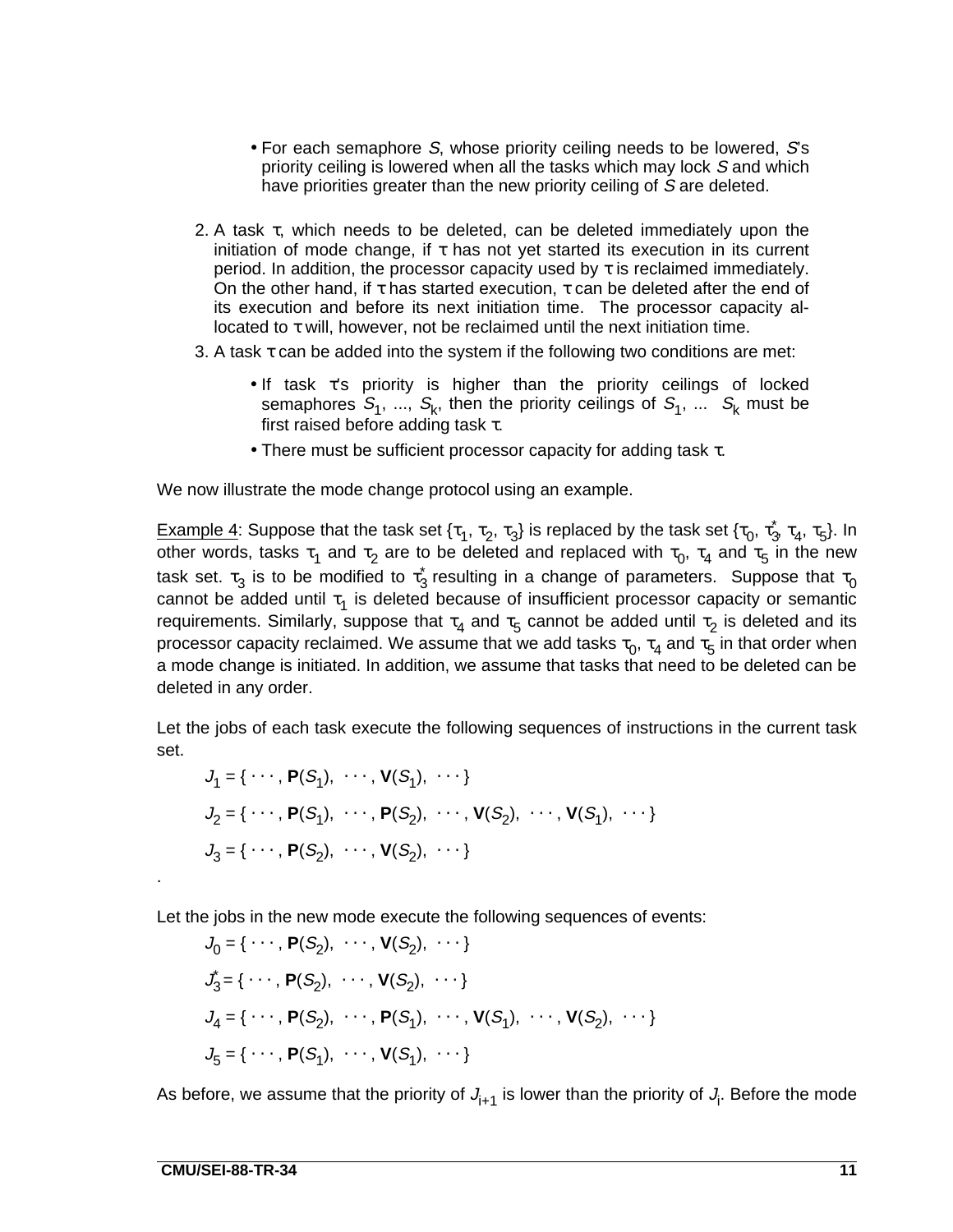- For each semaphore $S$, whose priority ceiling needs to be lowered, $S$'s priority ceiling is lowered when all the tasks which may lock $S$ and which have priorities greater than the new priority ceiling of $S$ are deleted.

2. A task $\tau$, which needs to be deleted, can be deleted immediately upon the initiation of mode change, if $\tau$ has not yet started its execution in its current period. In addition, the processor capacity used by $\tau$ is reclaimed immediately. On the other hand, if $\tau$ has started execution, $\tau$ can be deleted after the end of its execution and before its next initiation time. The processor capacity allocated to $\tau$ will, however, not be reclaimed until the next initiation time.
3. A task $\tau$ can be added into the system if the following two conditions are met:
   - If task $\tau$'s priority is higher than the priority ceilings of locked semaphores $S_1$, ..., $S_k$, then the priority ceilings of $S_1$, ... $S_k$ must be first raised before adding task $\tau$.
   - There must be sufficient processor capacity for adding task $\tau$.

We now illustrate the mode change protocol using an example.

Example 4: Suppose that the task set $\{\tau_1, \tau_2, \tau_3\}$ is replaced by the task set $\{\tau_0, \tau_3^*, \tau_4, \tau_5\}$. In other words, tasks $\tau_1$ and $\tau_2$ are to be deleted and replaced with $\tau_0$, $\tau_4$ and $\tau_5$ in the new task set. $\tau_3$ is to be modified to $\tau_3^*$ resulting in a change of parameters. Suppose that $\tau_0$ cannot be added until $\tau_1$ is deleted because of insufficient processor capacity or semantic requirements. Similarly, suppose that $\tau_4$ and $\tau_5$ cannot be added until $\tau_2$ is deleted and its processor capacity reclaimed. We assume that we add tasks $\tau_0$, $\tau_4$ and $\tau_5$ in that order when a mode change is initiated. In addition, we assume that tasks that need to be deleted can be deleted in any order.

Let the jobs of each task execute the following sequences of instructions in the current task set.

$$J_1 = \{ \cdots, \mathbf{P}(S_1), \cdots, \mathbf{V}(S_1), \cdots \}$$

$$J_2 = \{ \cdots, \mathbf{P}(S_1), \cdots, \mathbf{P}(S_2), \cdots, \mathbf{V}(S_2), \cdots, \mathbf{V}(S_1), \cdots \}$$

$$J_3 = \{ \cdots, \mathbf{P}(S_2), \cdots, \mathbf{V}(S_2), \cdots \}$$

Let the jobs in the new mode execute the following sequences of events:

$$J_0 = \{ \cdots, \mathbf{P}(S_2), \cdots, \mathbf{V}(S_2), \cdots \}$$

$$J_3^* = \{ \cdots, \mathbf{P}(S_2), \cdots, \mathbf{V}(S_2), \cdots \}$$

$$J_4 = \{ \cdots, \mathbf{P}(S_2), \cdots, \mathbf{P}(S_1), \cdots, \mathbf{V}(S_1), \cdots, \mathbf{V}(S_2), \cdots \}$$

$$J_5 = \{ \cdots, \mathbf{P}(S_1), \cdots, \mathbf{V}(S_1), \cdots \}$$

As before, we assume that the priority of $J_{i+1}$ is lower than the priority of $J_i$. Before the mode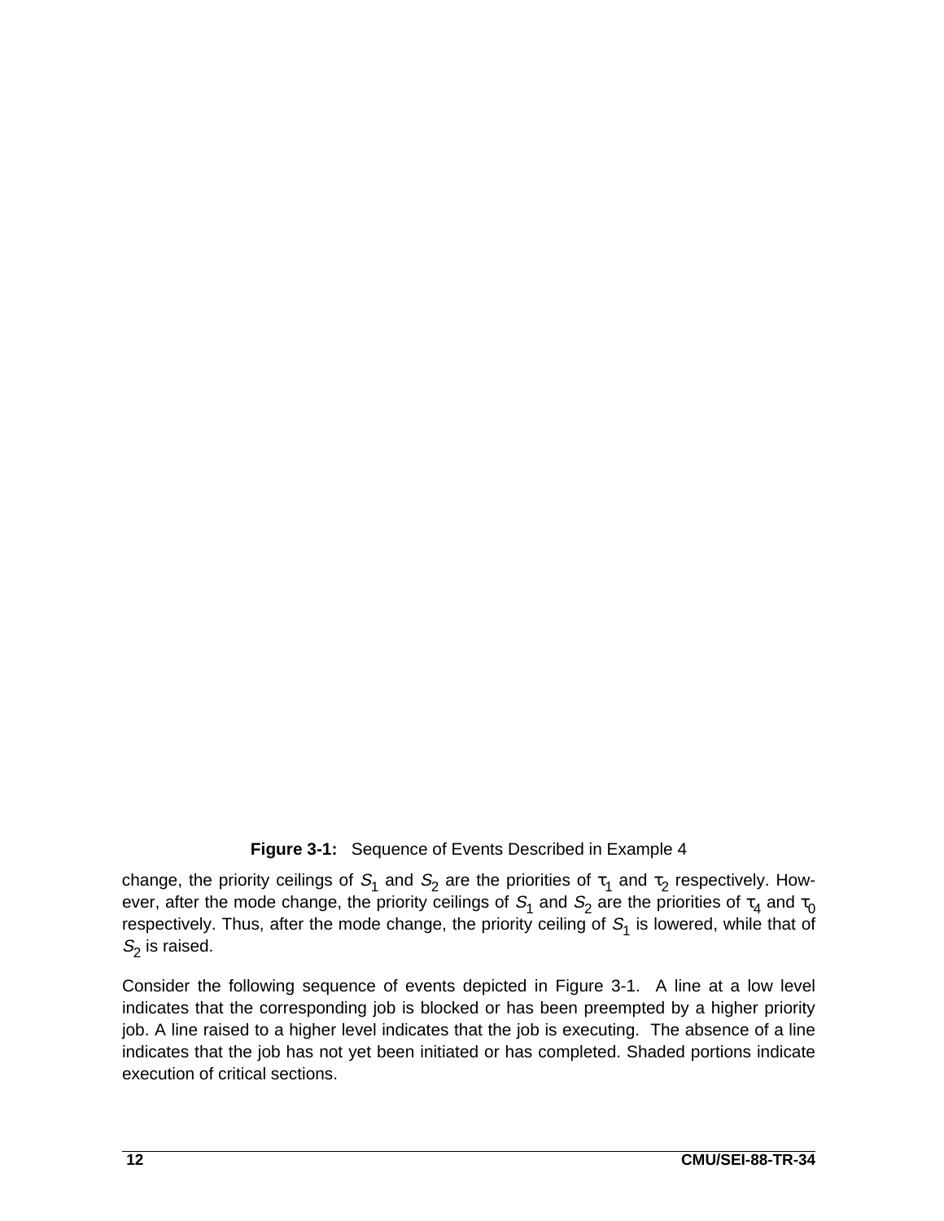**Figure 3-1:** Sequence of Events Described in Example 4

change, the priority ceilings of $S_1$ and $S_2$ are the priorities of $\tau_1$ and $\tau_2$ respectively. However, after the mode change, the priority ceilings of $S_1$ and $S_2$ are the priorities of $\tau_4$ and $\tau_0$ respectively. Thus, after the mode change, the priority ceiling of $S_1$ is lowered, while that of $S_2$ is raised.

Consider the following sequence of events depicted in Figure 3-1. A line at a low level indicates that the corresponding job is blocked or has been preempted by a higher priority job. A line raised to a higher level indicates that the job is executing. The absence of a line indicates that the job has not yet been initiated or has completed. Shaded portions indicate execution of critical sections.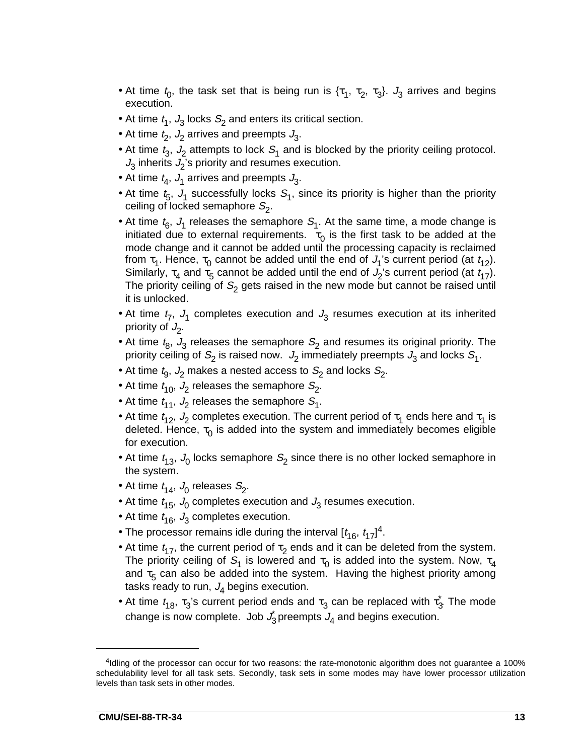- At time $t_0$, the task set that is being run is $\{\tau_1, \tau_2, \tau_3\}$. $J_3$ arrives and begins execution.
- At time $t_1$, $J_3$ locks $S_2$ and enters its critical section.
- At time $t_2$, $J_2$ arrives and preempts $J_3$.
- At time $t_3$, $J_2$ attempts to lock $S_1$ and is blocked by the priority ceiling protocol. $J_3$ inherits $J_2$'s priority and resumes execution.
- At time $t_4$, $J_1$ arrives and preempts $J_3$.
- At time $t_5$, $J_1$ successfully locks $S_1$, since its priority is higher than the priority ceiling of locked semaphore $S_2$.
- At time $t_6$, $J_1$ releases the semaphore $S_1$. At the same time, a mode change is initiated due to external requirements. $\tau_0$ is the first task to be added at the mode change and it cannot be added until the processing capacity is reclaimed from $\tau_1$. Hence, $\tau_0$ cannot be added until the end of $J_1$'s current period (at $t_{12}$). Similarly, $\tau_4$ and $\tau_5$ cannot be added until the end of $J_2$'s current period (at $t_{17}$). The priority ceiling of $S_2$ gets raised in the new mode but cannot be raised until it is unlocked.
- At time $t_7$, $J_1$ completes execution and $J_3$ resumes execution at its inherited priority of $J_2$.
- At time $t_8$, $J_3$ releases the semaphore $S_2$ and resumes its original priority. The priority ceiling of $S_2$ is raised now. $J_2$ immediately preempts $J_3$ and locks $S_1$.
- At time $t_9$, $J_2$ makes a nested access to $S_2$ and locks $S_2$.
- At time $t_{10}$, $J_2$ releases the semaphore $S_2$.
- At time $t_{11}$, $J_2$ releases the semaphore $S_1$.
- At time $t_{12}$, $J_2$ completes execution. The current period of $\tau_1$ ends here and $\tau_1$ is deleted. Hence, $\tau_0$ is added into the system and immediately becomes eligible for execution.
- At time $t_{13}$, $J_0$ locks semaphore $S_2$ since there is no other locked semaphore in the system.
- At time $t_{14}$, $J_0$ releases $S_2$.
- At time $t_{15}$, $J_0$ completes execution and $J_3$ resumes execution.
- At time $t_{16}$, $J_3$ completes execution.
- The processor remains idle during the interval $[t_{16}, t_{17}]$[4].
- At time $t_{17}$, the current period of $\tau_2$ ends and it can be deleted from the system. The priority ceiling of $S_1$ is lowered and $\tau_0$ is added into the system. Now, $\tau_4$ and $\tau_5$ can also be added into the system. Having the highest priority among tasks ready to run, $J_4$ begins execution.
- At time $t_{18}$, $\tau_3$'s current period ends and $\tau_3$ can be replaced with $\tau_3^*$. The mode change is now complete. Job $J_3^*$ preempts $J_4$ and begins execution.

---

[4]Idling of the processor can occur for two reasons: the rate-monotonic algorithm does not guarantee a 100% schedulability level for all task sets. Secondly, task sets in some modes may have lower processor utilization levels than task sets in other modes.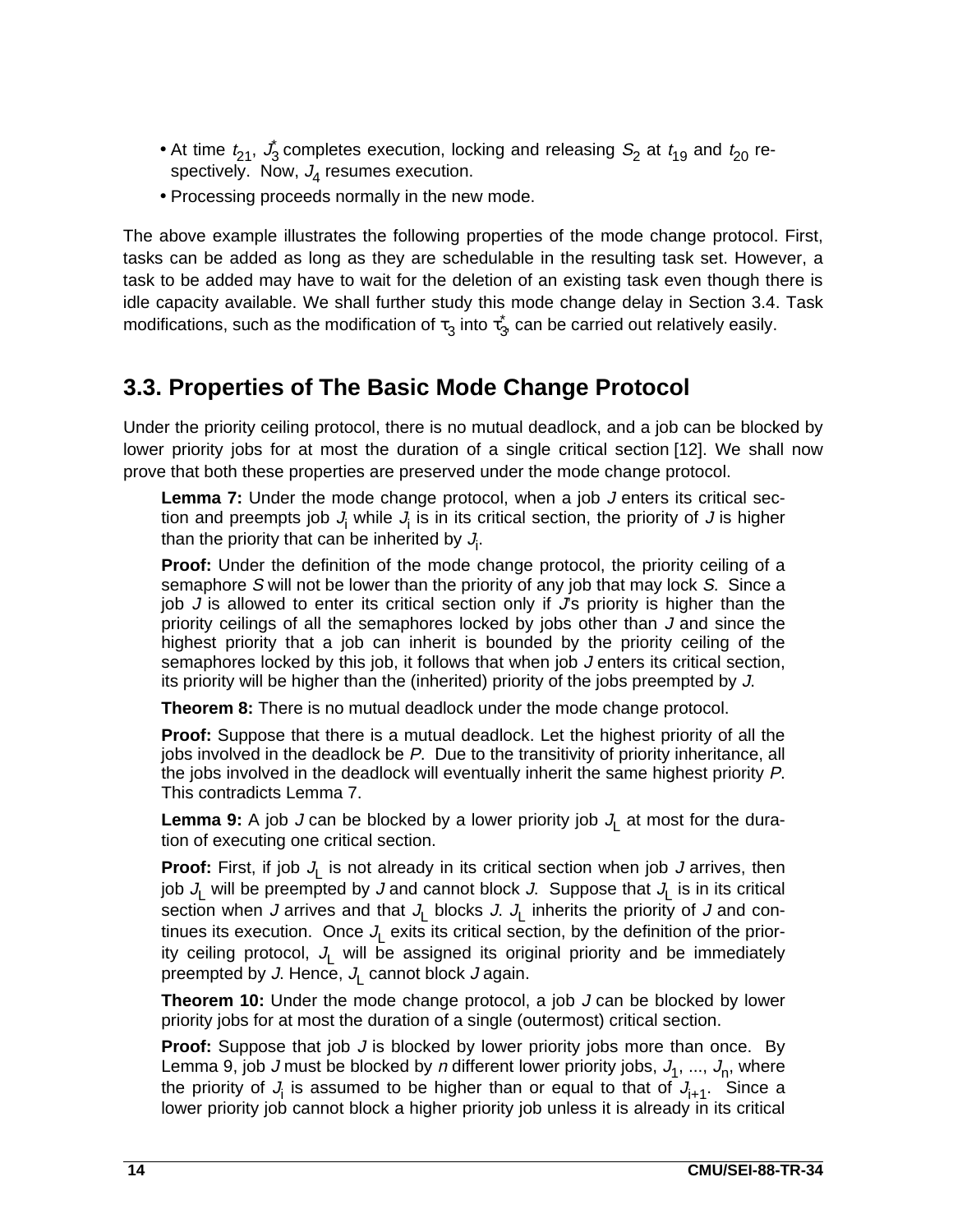- At time $t_{21}$, $J_3^*$ completes execution, locking and releasing $S_2$ at $t_{19}$ and $t_{20}$ respectively. Now, $J_4$ resumes execution.
- Processing proceeds normally in the new mode.

The above example illustrates the following properties of the mode change protocol. First, tasks can be added as long as they are schedulable in the resulting task set. However, a task to be added may have to wait for the deletion of an existing task even though there is idle capacity available. We shall further study this mode change delay in Section 3.4. Task modifications, such as the modification of $\tau_3$ into $\tau_3^*$, can be carried out relatively easily.

## 3.3. Properties of The Basic Mode Change Protocol

Under the priority ceiling protocol, there is no mutual deadlock, and a job can be blocked by lower priority jobs for at most the duration of a single critical section [12]. We shall now prove that both these properties are preserved under the mode change protocol.

> **Lemma 7:** Under the mode change protocol, when a job $J$ enters its critical section and preempts job $J_i$ while $J_i$ is in its critical section, the priority of $J$ is higher than the priority that can be inherited by $J_i$.
>
> **Proof:** Under the definition of the mode change protocol, the priority ceiling of a semaphore $S$ will not be lower than the priority of any job that may lock $S$. Since a job $J$ is allowed to enter its critical section only if $J$'s priority is higher than the priority ceilings of all the semaphores locked by jobs other than $J$ and since the highest priority that a job can inherit is bounded by the priority ceiling of the semaphores locked by this job, it follows that when job $J$ enters its critical section, its priority will be higher than the (inherited) priority of the jobs preempted by $J$.
>
> **Theorem 8:** There is no mutual deadlock under the mode change protocol.
>
> **Proof:** Suppose that there is a mutual deadlock. Let the highest priority of all the jobs involved in the deadlock be $P$. Due to the transitivity of priority inheritance, all the jobs involved in the deadlock will eventually inherit the same highest priority $P$. This contradicts Lemma 7.
>
> **Lemma 9:** A job $J$ can be blocked by a lower priority job $J_L$ at most for the duration of executing one critical section.
>
> **Proof:** First, if job $J_L$ is not already in its critical section when job $J$ arrives, then job $J_L$ will be preempted by $J$ and cannot block $J$. Suppose that $J_L$ is in its critical section when $J$ arrives and that $J_L$ blocks $J$. $J_L$ inherits the priority of $J$ and continues its execution. Once $J_L$ exits its critical section, by the definition of the priority ceiling protocol, $J_L$ will be assigned its original priority and be immediately preempted by $J$. Hence, $J_L$ cannot block $J$ again.
>
> **Theorem 10:** Under the mode change protocol, a job $J$ can be blocked by lower priority jobs for at most the duration of a single (outermost) critical section.
>
> **Proof:** Suppose that job $J$ is blocked by lower priority jobs more than once. By Lemma 9, job $J$ must be blocked by $n$ different lower priority jobs, $J_1$, ..., $J_n$, where the priority of $J_i$ is assumed to be higher than or equal to that of $J_{i+1}$. Since a lower priority job cannot block a higher priority job unless it is already in its critical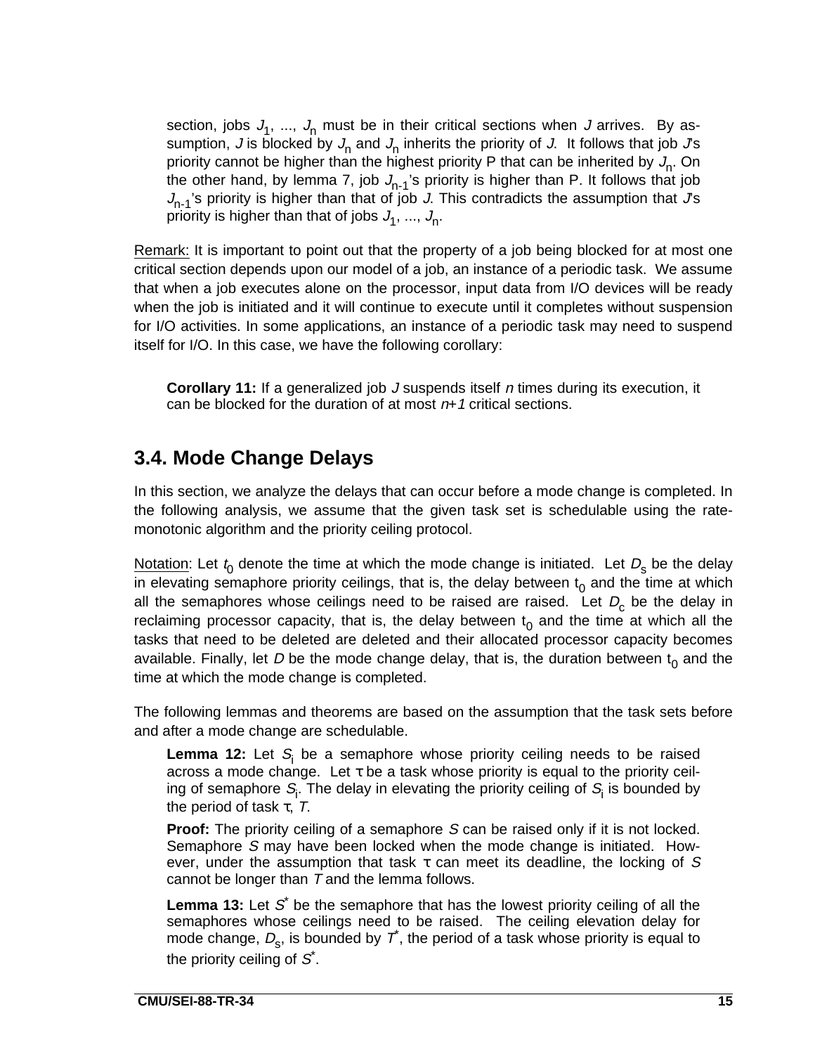section, jobs $J_1$, ..., $J_n$ must be in their critical sections when $J$ arrives. By assumption, $J$ is blocked by $J_n$ and $J_n$ inherits the priority of $J$. It follows that job $J$'s priority cannot be higher than the highest priority P that can be inherited by $J_n$. On the other hand, by lemma 7, job $J_{n-1}$'s priority is higher than P. It follows that job $J_{n-1}$'s priority is higher than that of job $J$. This contradicts the assumption that $J$'s priority is higher than that of jobs $J_1$, ..., $J_n$.

Remark: It is important to point out that the property of a job being blocked for at most one critical section depends upon our model of a job, an instance of a periodic task. We assume that when a job executes alone on the processor, input data from I/O devices will be ready when the job is initiated and it will continue to execute until it completes without suspension for I/O activities. In some applications, an instance of a periodic task may need to suspend itself for I/O. In this case, we have the following corollary:

**Corollary 11:** If a generalized job $J$ suspends itself $n$ times during its execution, it can be blocked for the duration of at most $n+1$ critical sections.

## 3.4. Mode Change Delays

In this section, we analyze the delays that can occur before a mode change is completed. In the following analysis, we assume that the given task set is schedulable using the rate-monotonic algorithm and the priority ceiling protocol.

Notation: Let $t_0$ denote the time at which the mode change is initiated. Let $D_s$ be the delay in elevating semaphore priority ceilings, that is, the delay between $t_0$ and the time at which all the semaphores whose ceilings need to be raised are raised. Let $D_c$ be the delay in reclaiming processor capacity, that is, the delay between $t_0$ and the time at which all the tasks that need to be deleted are deleted and their allocated processor capacity becomes available. Finally, let $D$ be the mode change delay, that is, the duration between $t_0$ and the time at which the mode change is completed.

The following lemmas and theorems are based on the assumption that the task sets before and after a mode change are schedulable.

**Lemma 12:** Let $S_i$ be a semaphore whose priority ceiling needs to be raised across a mode change. Let $\tau$ be a task whose priority is equal to the priority ceiling of semaphore $S_i$. The delay in elevating the priority ceiling of $S_i$ is bounded by the period of task $\tau$, $T$.

**Proof:** The priority ceiling of a semaphore $S$ can be raised only if it is not locked. Semaphore $S$ may have been locked when the mode change is initiated. However, under the assumption that task $\tau$ can meet its deadline, the locking of $S$ cannot be longer than $T$ and the lemma follows.

**Lemma 13:** Let $S^*$ be the semaphore that has the lowest priority ceiling of all the semaphores whose ceilings need to be raised. The ceiling elevation delay for mode change, $D_s$, is bounded by $T^*$, the period of a task whose priority is equal to the priority ceiling of $S^*$.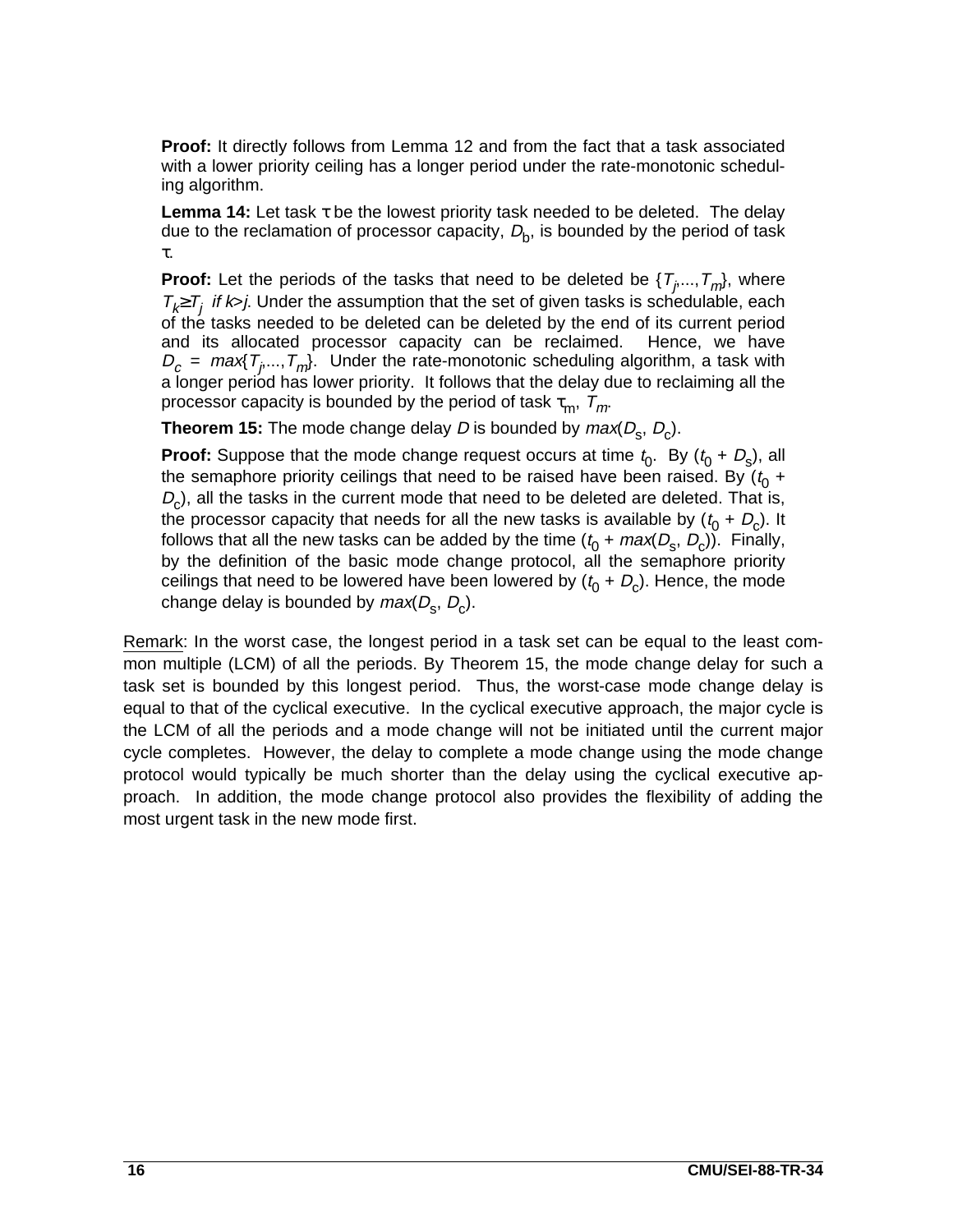**Proof:** It directly follows from Lemma 12 and from the fact that a task associated with a lower priority ceiling has a longer period under the rate-monotonic scheduling algorithm.

**Lemma 14:** Let task $\tau$ be the lowest priority task needed to be deleted. The delay due to the reclamation of processor capacity, $D_b$, is bounded by the period of task $\tau$.

**Proof:** Let the periods of the tasks that need to be deleted be $\{T_j,...,T_m\}$, where $T_k \geq T_j$ *if* $k>j$. Under the assumption that the set of given tasks is schedulable, each of the tasks needed to be deleted can be deleted by the end of its current period and its allocated processor capacity can be reclaimed. Hence, we have $D_c = max\{T_j,...,T_m\}$. Under the rate-monotonic scheduling algorithm, a task with a longer period has lower priority. It follows that the delay due to reclaiming all the processor capacity is bounded by the period of task $\tau_m$, $T_m$.

**Theorem 15:** The mode change delay $D$ is bounded by $max(D_s, D_c)$.

**Proof:** Suppose that the mode change request occurs at time $t_0$. By $(t_0 + D_s)$, all the semaphore priority ceilings that need to be raised have been raised. By $(t_0 + D_c)$, all the tasks in the current mode that need to be deleted are deleted. That is, the processor capacity that needs for all the new tasks is available by $(t_0 + D_c)$. It follows that all the new tasks can be added by the time $(t_0 + max(D_s, D_c))$. Finally, by the definition of the basic mode change protocol, all the semaphore priority ceilings that need to be lowered have been lowered by $(t_0 + D_c)$. Hence, the mode change delay is bounded by $max(D_s, D_c)$.

Remark: In the worst case, the longest period in a task set can be equal to the least common multiple (LCM) of all the periods. By Theorem 15, the mode change delay for such a task set is bounded by this longest period. Thus, the worst-case mode change delay is equal to that of the cyclical executive. In the cyclical executive approach, the major cycle is the LCM of all the periods and a mode change will not be initiated until the current major cycle completes. However, the delay to complete a mode change using the mode change protocol would typically be much shorter than the delay using the cyclical executive approach. In addition, the mode change protocol also provides the flexibility of adding the most urgent task in the new mode first.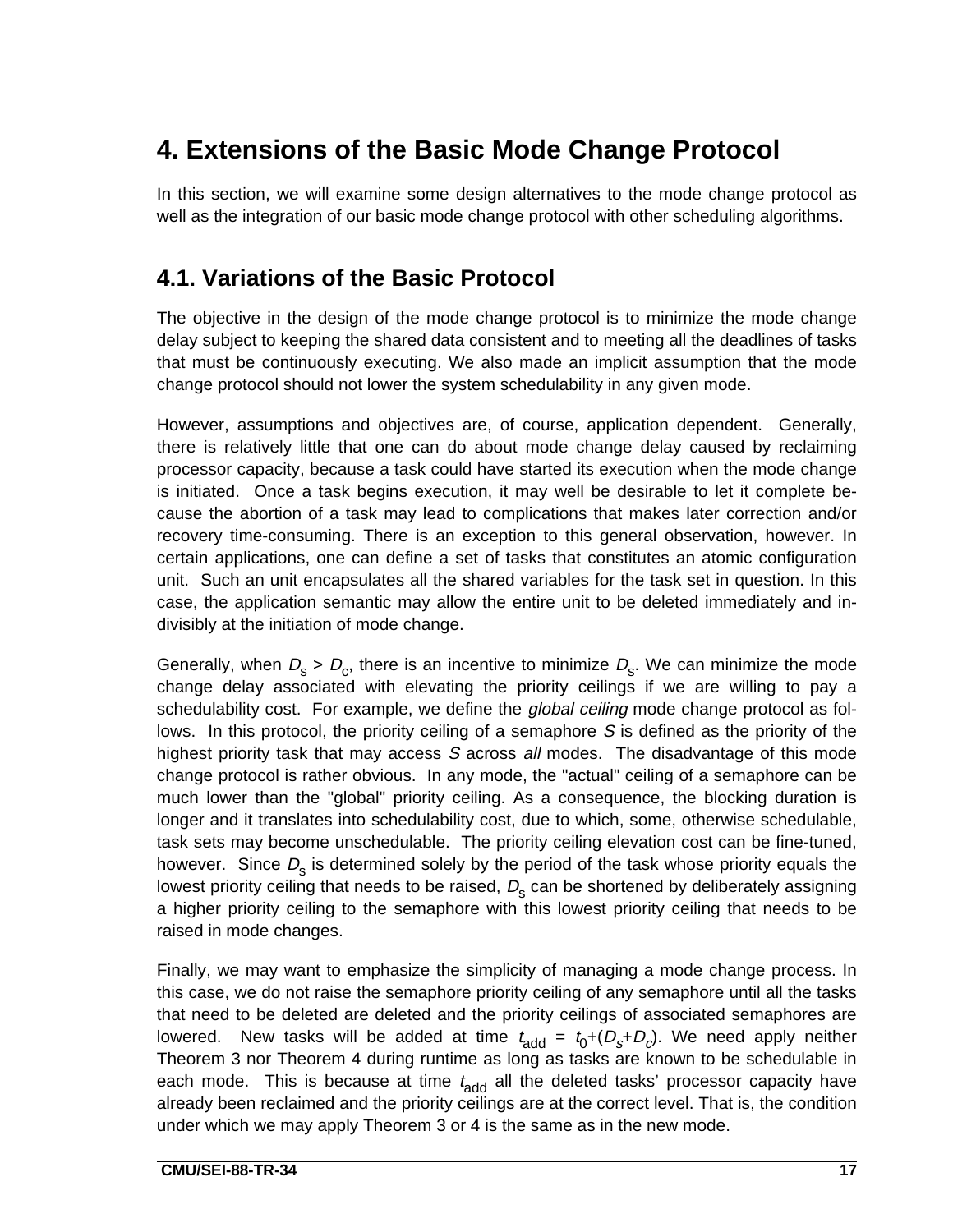# 4. Extensions of the Basic Mode Change Protocol

In this section, we will examine some design alternatives to the mode change protocol as well as the integration of our basic mode change protocol with other scheduling algorithms.

## 4.1. Variations of the Basic Protocol

The objective in the design of the mode change protocol is to minimize the mode change delay subject to keeping the shared data consistent and to meeting all the deadlines of tasks that must be continuously executing. We also made an implicit assumption that the mode change protocol should not lower the system schedulability in any given mode.

However, assumptions and objectives are, of course, application dependent. Generally, there is relatively little that one can do about mode change delay caused by reclaiming processor capacity, because a task could have started its execution when the mode change is initiated. Once a task begins execution, it may well be desirable to let it complete because the abortion of a task may lead to complications that makes later correction and/or recovery time-consuming. There is an exception to this general observation, however. In certain applications, one can define a set of tasks that constitutes an atomic configuration unit. Such an unit encapsulates all the shared variables for the task set in question. In this case, the application semantic may allow the entire unit to be deleted immediately and indivisibly at the initiation of mode change.

Generally, when $D_s > D_c$, there is an incentive to minimize $D_s$. We can minimize the mode change delay associated with elevating the priority ceilings if we are willing to pay a schedulability cost. For example, we define the *global ceiling* mode change protocol as follows. In this protocol, the priority ceiling of a semaphore *S* is defined as the priority of the highest priority task that may access *S* across *all* modes. The disadvantage of this mode change protocol is rather obvious. In any mode, the "actual" ceiling of a semaphore can be much lower than the "global" priority ceiling. As a consequence, the blocking duration is longer and it translates into schedulability cost, due to which, some, otherwise schedulable, task sets may become unschedulable. The priority ceiling elevation cost can be fine-tuned, however. Since $D_s$ is determined solely by the period of the task whose priority equals the lowest priority ceiling that needs to be raised, $D_s$ can be shortened by deliberately assigning a higher priority ceiling to the semaphore with this lowest priority ceiling that needs to be raised in mode changes.

Finally, we may want to emphasize the simplicity of managing a mode change process. In this case, we do not raise the semaphore priority ceiling of any semaphore until all the tasks that need to be deleted are deleted and the priority ceilings of associated semaphores are lowered. New tasks will be added at time $t_{add} = t_0+(D_s+D_c)$. We need apply neither Theorem 3 nor Theorem 4 during runtime as long as tasks are known to be schedulable in each mode. This is because at time $t_{add}$ all the deleted tasks' processor capacity have already been reclaimed and the priority ceilings are at the correct level. That is, the condition under which we may apply Theorem 3 or 4 is the same as in the new mode.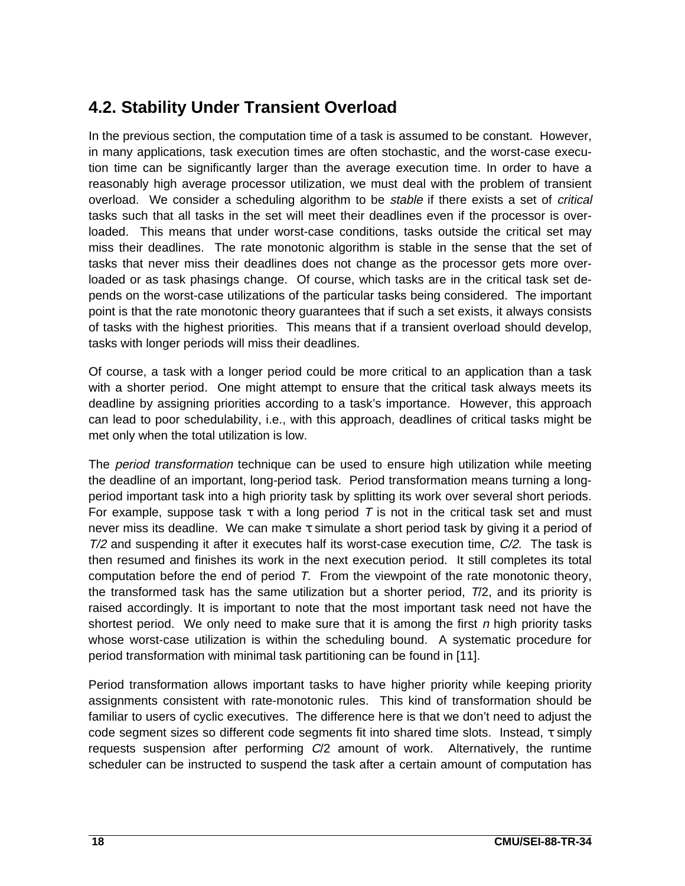## 4.2. Stability Under Transient Overload

In the previous section, the computation time of a task is assumed to be constant. However, in many applications, task execution times are often stochastic, and the worst-case execution time can be significantly larger than the average execution time. In order to have a reasonably high average processor utilization, we must deal with the problem of transient overload. We consider a scheduling algorithm to be *stable* if there exists a set of *critical* tasks such that all tasks in the set will meet their deadlines even if the processor is overloaded. This means that under worst-case conditions, tasks outside the critical set may miss their deadlines. The rate monotonic algorithm is stable in the sense that the set of tasks that never miss their deadlines does not change as the processor gets more overloaded or as task phasings change. Of course, which tasks are in the critical task set depends on the worst-case utilizations of the particular tasks being considered. The important point is that the rate monotonic theory guarantees that if such a set exists, it always consists of tasks with the highest priorities. This means that if a transient overload should develop, tasks with longer periods will miss their deadlines.

Of course, a task with a longer period could be more critical to an application than a task with a shorter period. One might attempt to ensure that the critical task always meets its deadline by assigning priorities according to a task's importance. However, this approach can lead to poor schedulability, i.e., with this approach, deadlines of critical tasks might be met only when the total utilization is low.

The *period transformation* technique can be used to ensure high utilization while meeting the deadline of an important, long-period task. Period transformation means turning a long-period important task into a high priority task by splitting its work over several short periods. For example, suppose task $\tau$ with a long period $T$ is not in the critical task set and must never miss its deadline. We can make $\tau$ simulate a short period task by giving it a period of $T/2$ and suspending it after it executes half its worst-case execution time, $C/2$. The task is then resumed and finishes its work in the next execution period. It still completes its total computation before the end of period $T$. From the viewpoint of the rate monotonic theory, the transformed task has the same utilization but a shorter period, $T/2$, and its priority is raised accordingly. It is important to note that the most important task need not have the shortest period. We only need to make sure that it is among the first $n$ high priority tasks whose worst-case utilization is within the scheduling bound. A systematic procedure for period transformation with minimal task partitioning can be found in [11].

Period transformation allows important tasks to have higher priority while keeping priority assignments consistent with rate-monotonic rules. This kind of transformation should be familiar to users of cyclic executives. The difference here is that we don't need to adjust the code segment sizes so different code segments fit into shared time slots. Instead, $\tau$ simply requests suspension after performing $C/2$ amount of work. Alternatively, the runtime scheduler can be instructed to suspend the task after a certain amount of computation has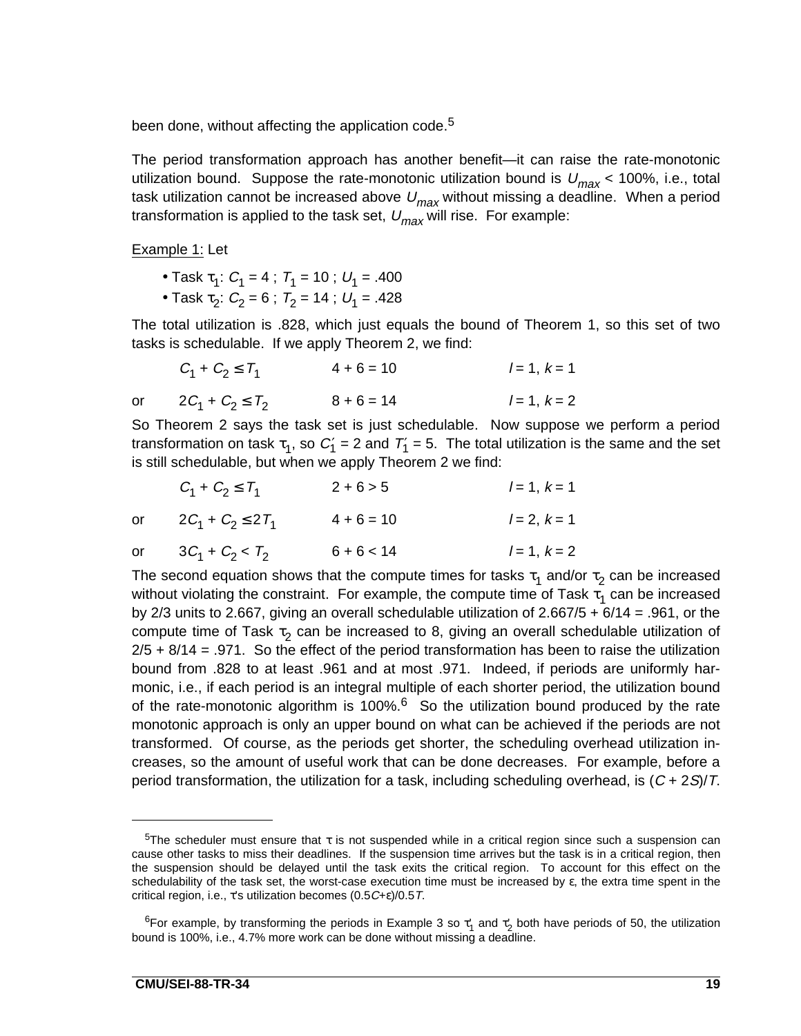been done, without affecting the application code.[5]

The period transformation approach has another benefit—it can raise the rate-monotonic utilization bound. Suppose the rate-monotonic utilization bound is $U_{max}$ < 100%, i.e., total task utilization cannot be increased above $U_{max}$ without missing a deadline. When a period transformation is applied to the task set, $U_{max}$ will rise. For example:

<u>Example 1:</u> Let

- Task $\tau_1$: $C_1 = 4$ ; $T_1 = 10$ ; $U_1 = .400$
- Task $\tau_2$: $C_2 = 6$ ; $T_2 = 14$ ; $U_1 = .428$

The total utilization is .828, which just equals the bound of Theorem 1, so this set of two tasks is schedulable. If we apply Theorem 2, we find:

| | | | |
|---|---|---|---|
| | $C_1 + C_2 \le T_1$ | $4 + 6 = 10$ | $l = 1,\ k = 1$ |
| or | $2C_1 + C_2 \le T_2$ | $8 + 6 = 14$ | $l = 1,\ k = 2$ |

So Theorem 2 says the task set is just schedulable. Now suppose we perform a period transformation on task $\tau_1$, so $C_1' = 2$ and $T_1' = 5$. The total utilization is the same and the set is still schedulable, but when we apply Theorem 2 we find:

| | | | |
|---|---|---|---|
| | $C_1 + C_2 \le T_1$ | $2 + 6 > 5$ | $l = 1,\ k = 1$ |
| or | $2C_1 + C_2 \le 2T_1$ | $4 + 6 = 10$ | $l = 2,\ k = 1$ |
| or | $3C_1 + C_2 < T_2$ | $6 + 6 < 14$ | $l = 1,\ k = 2$ |

The second equation shows that the compute times for tasks $\tau_1$ and/or $\tau_2$ can be increased without violating the constraint. For example, the compute time of Task $\tau_1$ can be increased by 2/3 units to 2.667, giving an overall schedulable utilization of 2.667/5 + 6/14 = .961, or the compute time of Task $\tau_2$ can be increased to 8, giving an overall schedulable utilization of 2/5 + 8/14 = .971. So the effect of the period transformation has been to raise the utilization bound from .828 to at least .961 and at most .971. Indeed, if periods are uniformly harmonic, i.e., if each period is an integral multiple of each shorter period, the utilization bound of the rate-monotonic algorithm is 100%.[6] So the utilization bound produced by the rate monotonic approach is only an upper bound on what can be achieved if the periods are not transformed. Of course, as the periods get shorter, the scheduling overhead utilization increases, so the amount of useful work that can be done decreases. For example, before a period transformation, the utilization for a task, including scheduling overhead, is $(C + 2S)/T$.

---

[5] The scheduler must ensure that $\tau$ is not suspended while in a critical region since such a suspension can cause other tasks to miss their deadlines. If the suspension time arrives but the task is in a critical region, then the suspension should be delayed until the task exits the critical region. To account for this effect on the schedulability of the task set, the worst-case execution time must be increased by $\varepsilon$, the extra time spent in the critical region, i.e., $\tau$'s utilization becomes $(0.5C+\varepsilon)/0.5T$.

[6] For example, by transforming the periods in Example 3 so $\tau_1$ and $\tau_2$ both have periods of 50, the utilization bound is 100%, i.e., 4.7% more work can be done without missing a deadline.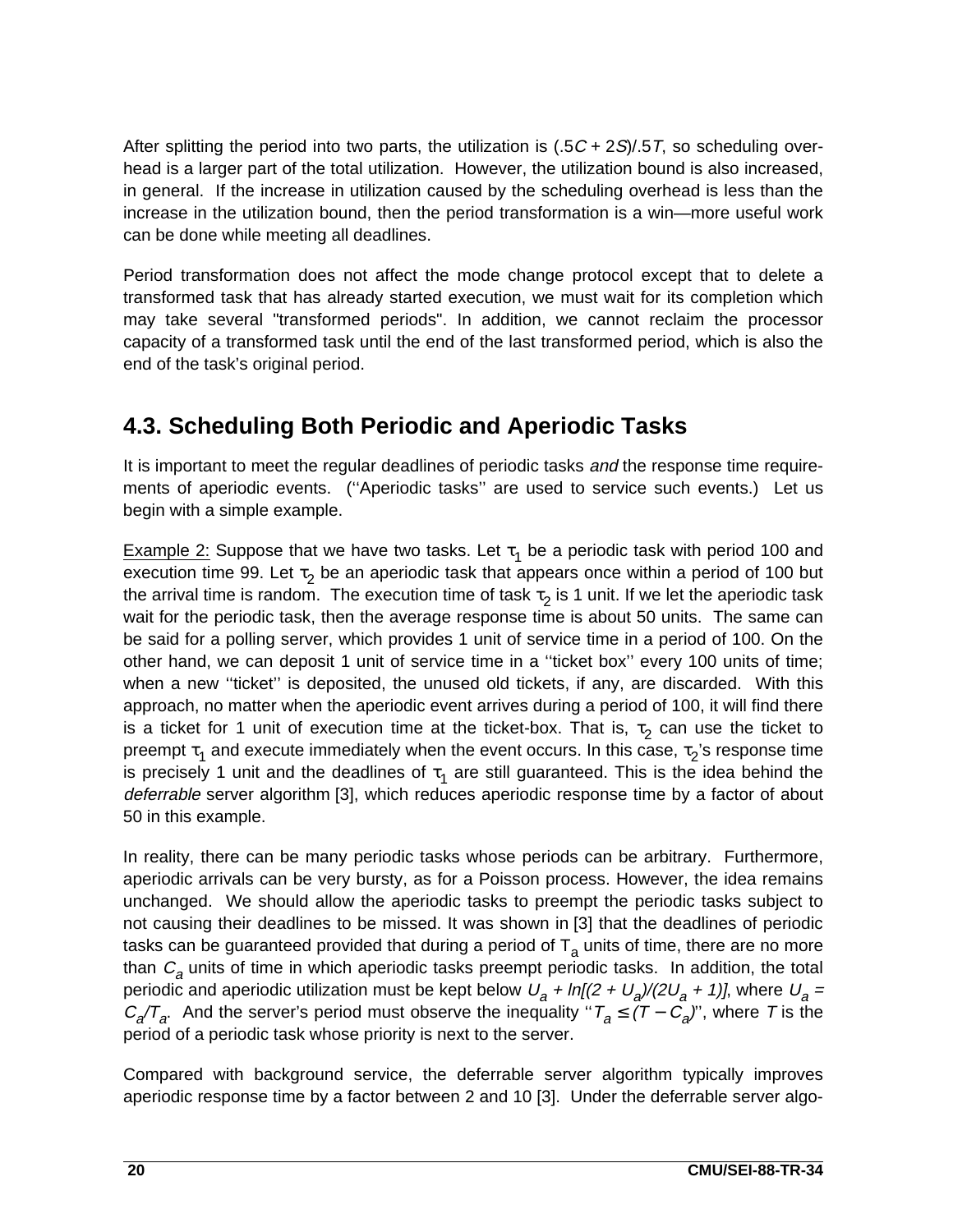After splitting the period into two parts, the utilization is $(.5C + 2S)/.5T$, so scheduling overhead is a larger part of the total utilization. However, the utilization bound is also increased, in general. If the increase in utilization caused by the scheduling overhead is less than the increase in the utilization bound, then the period transformation is a win—more useful work can be done while meeting all deadlines.

Period transformation does not affect the mode change protocol except that to delete a transformed task that has already started execution, we must wait for its completion which may take several "transformed periods". In addition, we cannot reclaim the processor capacity of a transformed task until the end of the last transformed period, which is also the end of the task's original period.

## 4.3. Scheduling Both Periodic and Aperiodic Tasks

It is important to meet the regular deadlines of periodic tasks *and* the response time requirements of aperiodic events. (''Aperiodic tasks'' are used to service such events.) Let us begin with a simple example.

Example 2: Suppose that we have two tasks. Let $\tau_1$ be a periodic task with period 100 and execution time 99. Let $\tau_2$ be an aperiodic task that appears once within a period of 100 but the arrival time is random. The execution time of task $\tau_2$ is 1 unit. If we let the aperiodic task wait for the periodic task, then the average response time is about 50 units. The same can be said for a polling server, which provides 1 unit of service time in a period of 100. On the other hand, we can deposit 1 unit of service time in a ''ticket box'' every 100 units of time; when a new ''ticket'' is deposited, the unused old tickets, if any, are discarded. With this approach, no matter when the aperiodic event arrives during a period of 100, it will find there is a ticket for 1 unit of execution time at the ticket-box. That is, $\tau_2$ can use the ticket to preempt $\tau_1$ and execute immediately when the event occurs. In this case, $\tau_2$'s response time is precisely 1 unit and the deadlines of $\tau_1$ are still guaranteed. This is the idea behind the *deferrable* server algorithm [3], which reduces aperiodic response time by a factor of about 50 in this example.

In reality, there can be many periodic tasks whose periods can be arbitrary. Furthermore, aperiodic arrivals can be very bursty, as for a Poisson process. However, the idea remains unchanged. We should allow the aperiodic tasks to preempt the periodic tasks subject to not causing their deadlines to be missed. It was shown in [3] that the deadlines of periodic tasks can be guaranteed provided that during a period of $T_a$ units of time, there are no more than $C_a$ units of time in which aperiodic tasks preempt periodic tasks. In addition, the total periodic and aperiodic utilization must be kept below $U_a + ln[(2 + U_a)/(2U_a + 1)]$, where $U_a = C_a/T_a$. And the server's period must observe the inequality ''$T_a \leq (T - C_a)$'', where $T$ is the period of a periodic task whose priority is next to the server.

Compared with background service, the deferrable server algorithm typically improves aperiodic response time by a factor between 2 and 10 [3]. Under the deferrable server algo-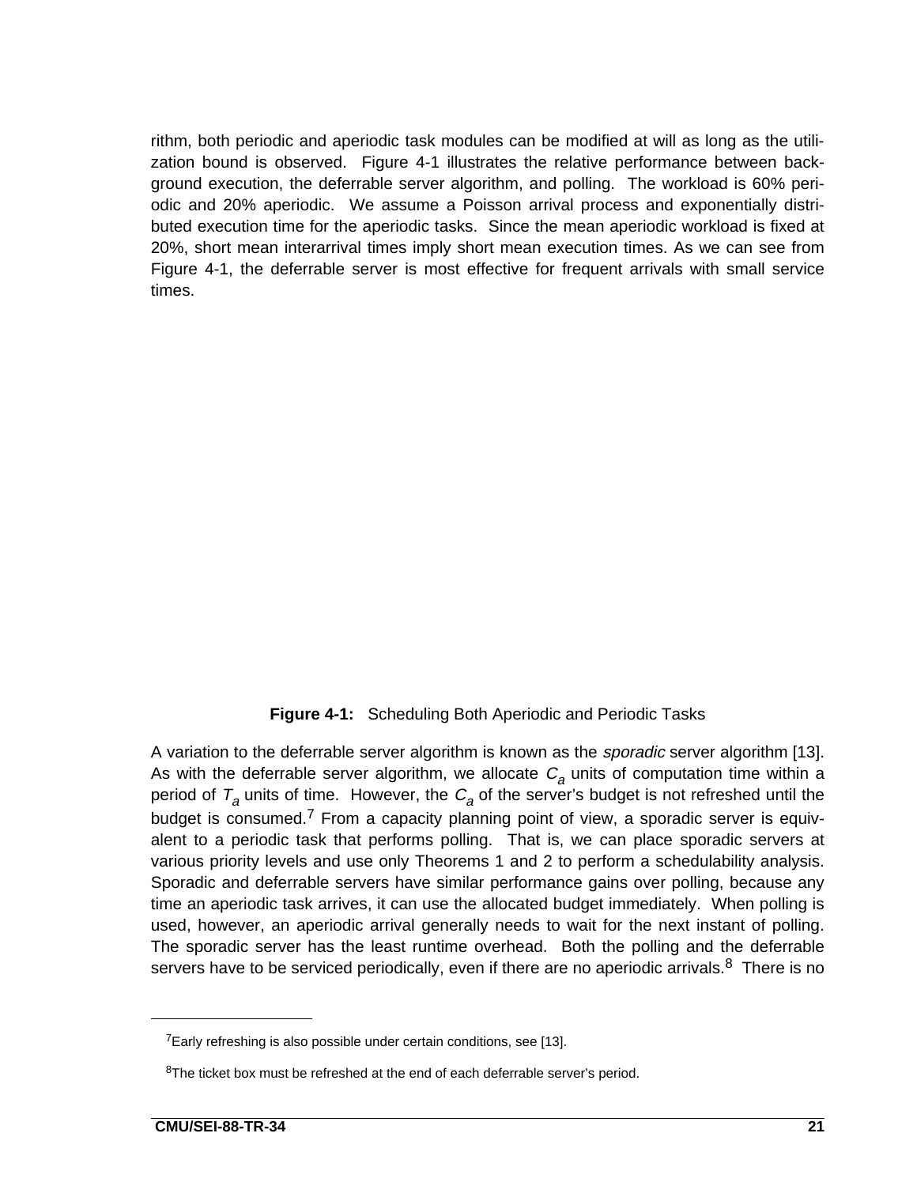rithm, both periodic and aperiodic task modules can be modified at will as long as the utilization bound is observed. Figure 4-1 illustrates the relative performance between background execution, the deferrable server algorithm, and polling. The workload is 60% periodic and 20% aperiodic. We assume a Poisson arrival process and exponentially distributed execution time for the aperiodic tasks. Since the mean aperiodic workload is fixed at 20%, short mean interarrival times imply short mean execution times. As we can see from Figure 4-1, the deferrable server is most effective for frequent arrivals with small service times.

**Figure 4-1:** Scheduling Both Aperiodic and Periodic Tasks

A variation to the deferrable server algorithm is known as the *sporadic* server algorithm [13]. As with the deferrable server algorithm, we allocate $C_a$ units of computation time within a period of $T_a$ units of time. However, the $C_a$ of the server's budget is not refreshed until the budget is consumed.[7] From a capacity planning point of view, a sporadic server is equivalent to a periodic task that performs polling. That is, we can place sporadic servers at various priority levels and use only Theorems 1 and 2 to perform a schedulability analysis. Sporadic and deferrable servers have similar performance gains over polling, because any time an aperiodic task arrives, it can use the allocated budget immediately. When polling is used, however, an aperiodic arrival generally needs to wait for the next instant of polling. The sporadic server has the least runtime overhead. Both the polling and the deferrable servers have to be serviced periodically, even if there are no aperiodic arrivals.[8] There is no

---

[7]Early refreshing is also possible under certain conditions, see [13].

[8]The ticket box must be refreshed at the end of each deferrable server's period.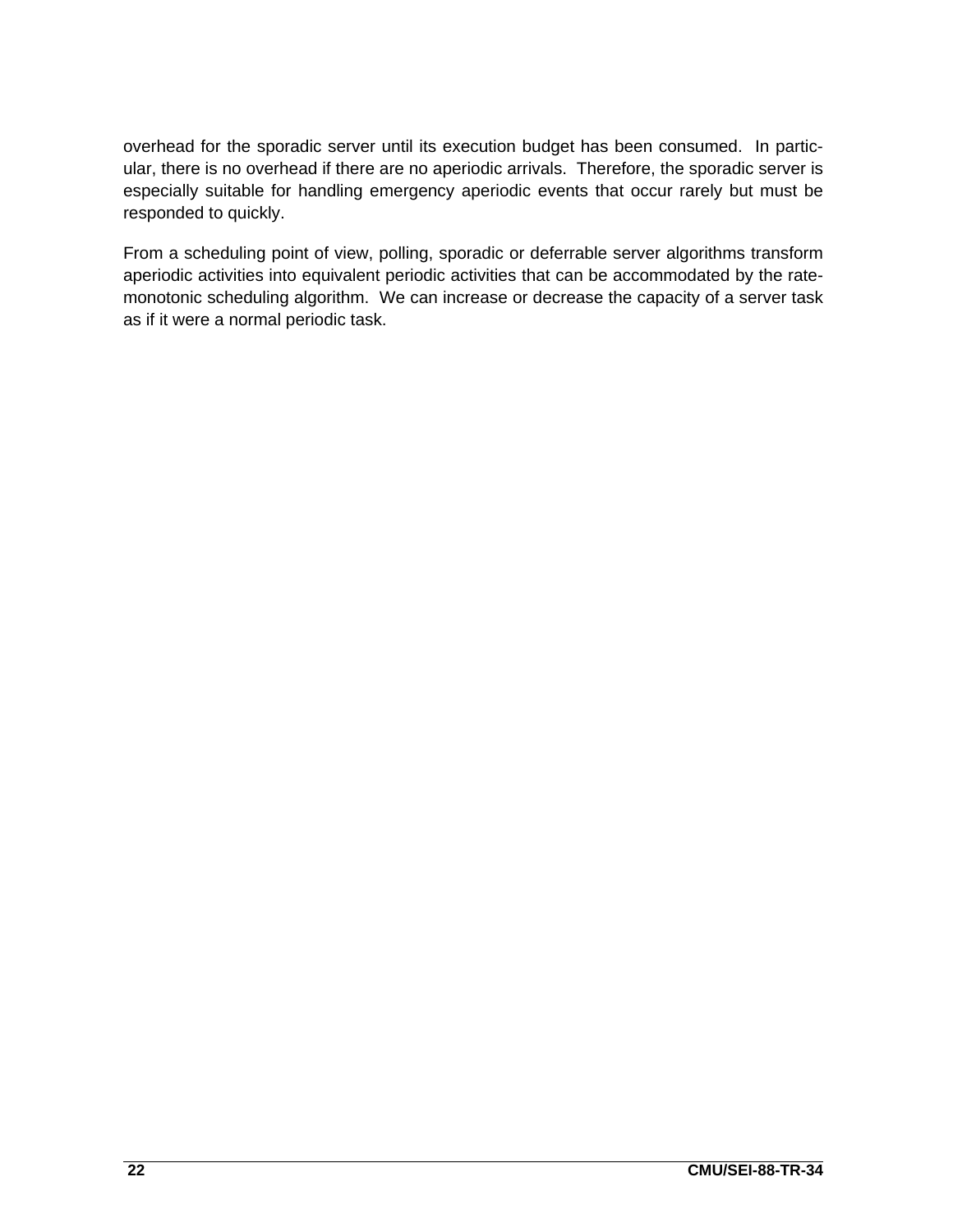overhead for the sporadic server until its execution budget has been consumed. In particular, there is no overhead if there are no aperiodic arrivals. Therefore, the sporadic server is especially suitable for handling emergency aperiodic events that occur rarely but must be responded to quickly.

From a scheduling point of view, polling, sporadic or deferrable server algorithms transform aperiodic activities into equivalent periodic activities that can be accommodated by the rate-monotonic scheduling algorithm. We can increase or decrease the capacity of a server task as if it were a normal periodic task.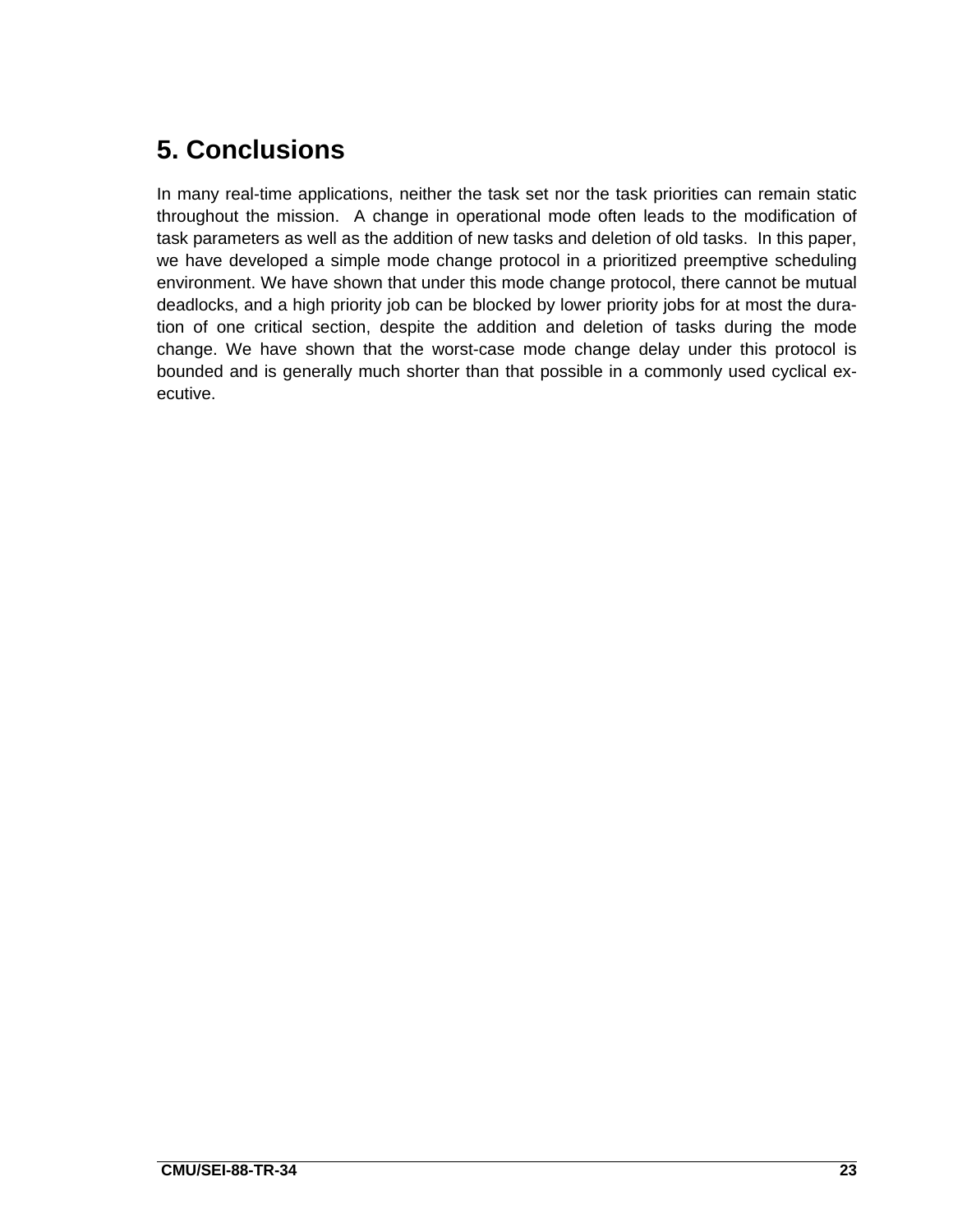# 5. Conclusions

In many real-time applications, neither the task set nor the task priorities can remain static throughout the mission. A change in operational mode often leads to the modification of task parameters as well as the addition of new tasks and deletion of old tasks. In this paper, we have developed a simple mode change protocol in a prioritized preemptive scheduling environment. We have shown that under this mode change protocol, there cannot be mutual deadlocks, and a high priority job can be blocked by lower priority jobs for at most the duration of one critical section, despite the addition and deletion of tasks during the mode change. We have shown that the worst-case mode change delay under this protocol is bounded and is generally much shorter than that possible in a commonly used cyclical executive.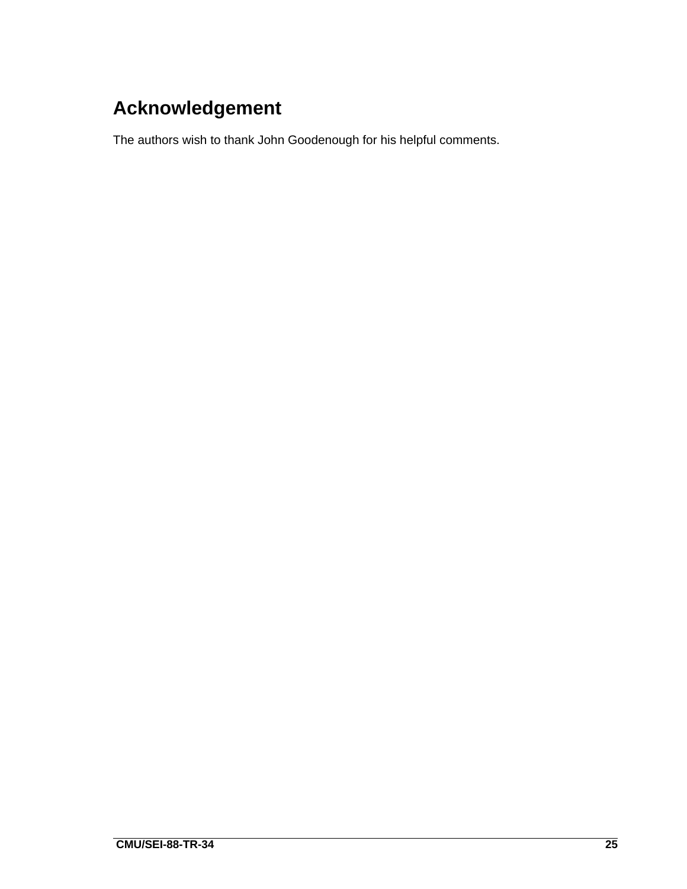# Acknowledgement

The authors wish to thank John Goodenough for his helpful comments.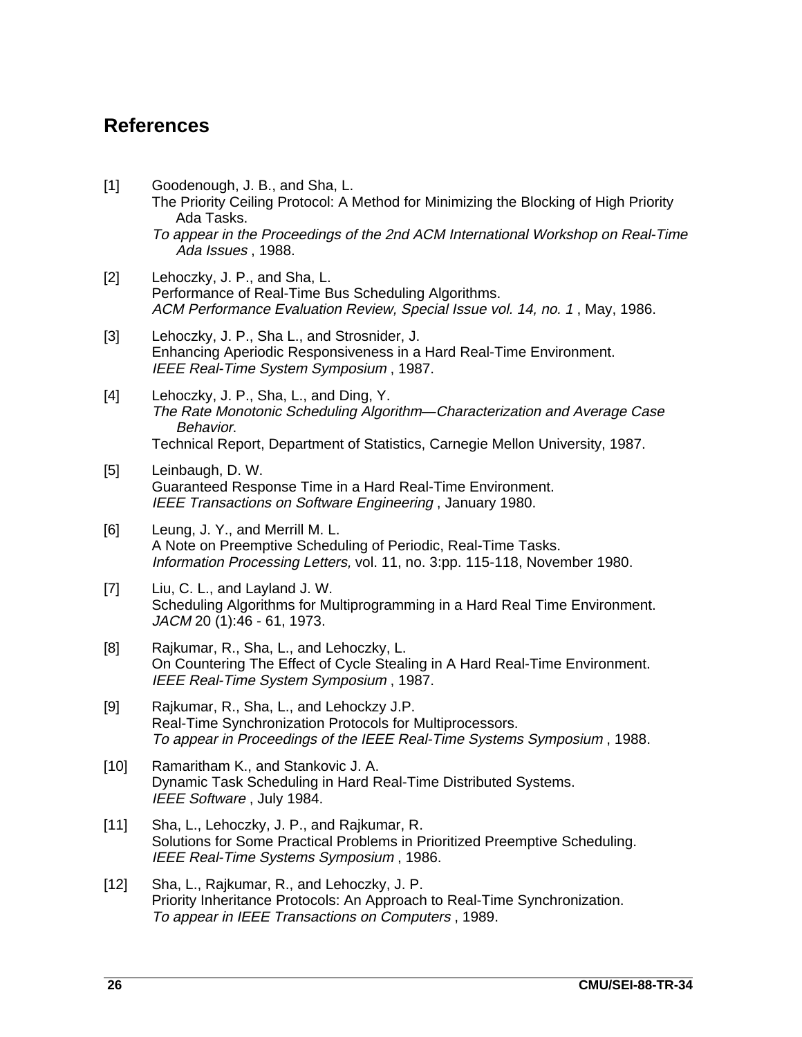## References

[1] Goodenough, J. B., and Sha, L.
The Priority Ceiling Protocol: A Method for Minimizing the Blocking of High Priority Ada Tasks.
*To appear in the Proceedings of the 2nd ACM International Workshop on Real-Time Ada Issues* , 1988.

[2] Lehoczky, J. P., and Sha, L.
Performance of Real-Time Bus Scheduling Algorithms.
*ACM Performance Evaluation Review, Special Issue vol. 14, no. 1* , May, 1986.

[3] Lehoczky, J. P., Sha L., and Strosnider, J.
Enhancing Aperiodic Responsiveness in a Hard Real-Time Environment.
*IEEE Real-Time System Symposium* , 1987.

[4] Lehoczky, J. P., Sha, L., and Ding, Y.
*The Rate Monotonic Scheduling Algorithm—Characterization and Average Case Behavior.*
Technical Report, Department of Statistics, Carnegie Mellon University, 1987.

[5] Leinbaugh, D. W.
Guaranteed Response Time in a Hard Real-Time Environment.
*IEEE Transactions on Software Engineering* , January 1980.

[6] Leung, J. Y., and Merrill M. L.
A Note on Preemptive Scheduling of Periodic, Real-Time Tasks.
*Information Processing Letters,* vol. 11, no. 3:pp. 115-118, November 1980.

[7] Liu, C. L., and Layland J. W.
Scheduling Algorithms for Multiprogramming in a Hard Real Time Environment.
*JACM* 20 (1):46 - 61, 1973.

[8] Rajkumar, R., Sha, L., and Lehoczky, L.
On Countering The Effect of Cycle Stealing in A Hard Real-Time Environment.
*IEEE Real-Time System Symposium* , 1987.

[9] Rajkumar, R., Sha, L., and Lehockzy J.P.
Real-Time Synchronization Protocols for Multiprocessors.
*To appear in Proceedings of the IEEE Real-Time Systems Symposium* , 1988.

[10] Ramaritham K., and Stankovic J. A.
Dynamic Task Scheduling in Hard Real-Time Distributed Systems.
*IEEE Software* , July 1984.

[11] Sha, L., Lehoczky, J. P., and Rajkumar, R.
Solutions for Some Practical Problems in Prioritized Preemptive Scheduling.
*IEEE Real-Time Systems Symposium* , 1986.

[12] Sha, L., Rajkumar, R., and Lehoczky, J. P.
Priority Inheritance Protocols: An Approach to Real-Time Synchronization.
*To appear in IEEE Transactions on Computers* , 1989.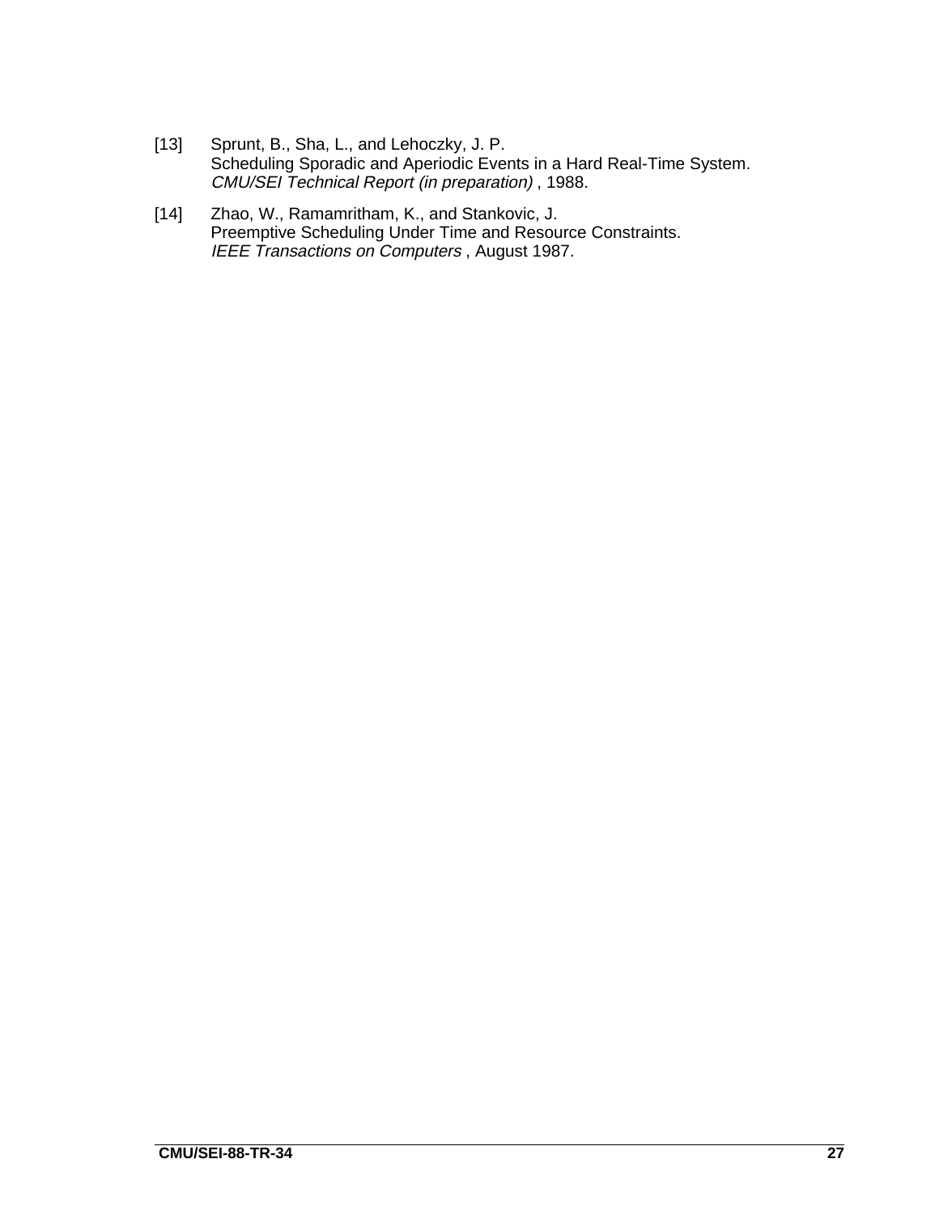[13] Sprunt, B., Sha, L., and Lehoczky, J. P.
Scheduling Sporadic and Aperiodic Events in a Hard Real-Time System.
*CMU/SEI Technical Report (in preparation)* , 1988.

[14] Zhao, W., Ramamritham, K., and Stankovic, J.
Preemptive Scheduling Under Time and Resource Constraints.
*IEEE Transactions on Computers* , August 1987.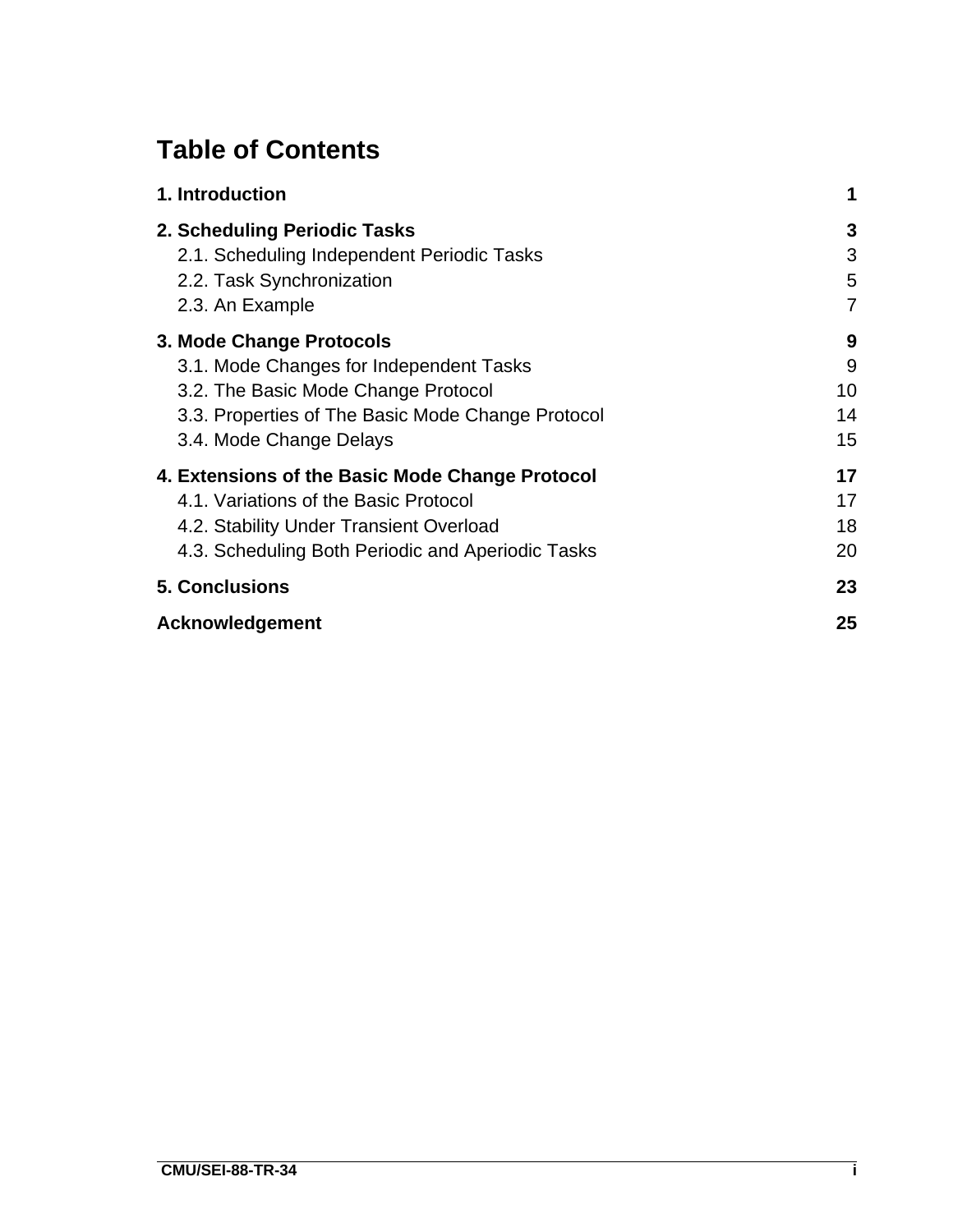# Table of Contents

| | |
|---|---|
| **1. Introduction** | **1** |
| **2. Scheduling Periodic Tasks** | **3** |
| 2.1. Scheduling Independent Periodic Tasks | 3 |
| 2.2. Task Synchronization | 5 |
| 2.3. An Example | 7 |
| **3. Mode Change Protocols** | **9** |
| 3.1. Mode Changes for Independent Tasks | 9 |
| 3.2. The Basic Mode Change Protocol | 10 |
| 3.3. Properties of The Basic Mode Change Protocol | 14 |
| 3.4. Mode Change Delays | 15 |
| **4. Extensions of the Basic Mode Change Protocol** | **17** |
| 4.1. Variations of the Basic Protocol | 17 |
| 4.2. Stability Under Transient Overload | 18 |
| 4.3. Scheduling Both Periodic and Aperiodic Tasks | 20 |
| **5. Conclusions** | **23** |
| **Acknowledgement** | **25** |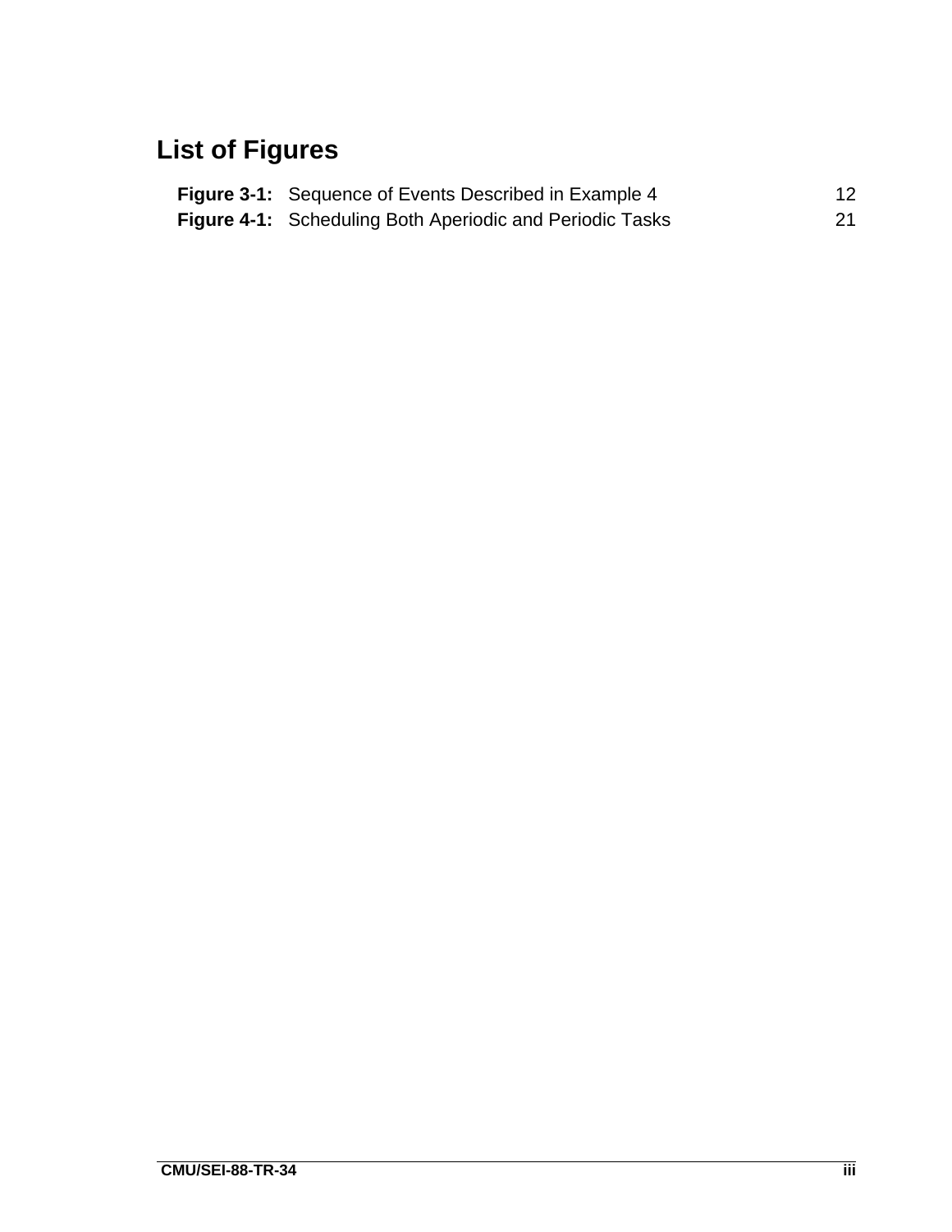# List of Figures

| | | |
|---|---|---|
| **Figure 3-1:** | Sequence of Events Described in Example 4 | 12 |
| **Figure 4-1:** | Scheduling Both Aperiodic and Periodic Tasks | 21 |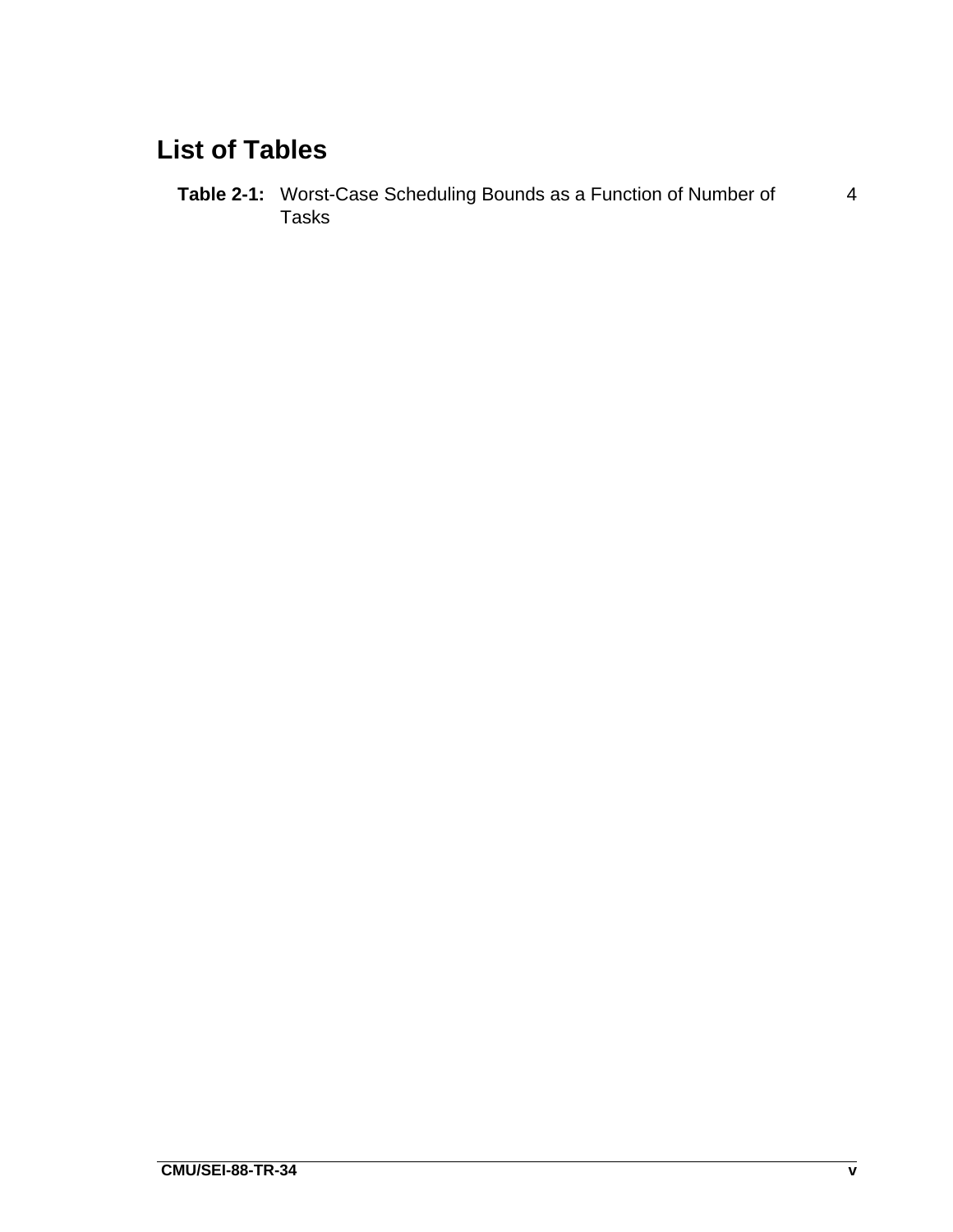# List of Tables

**Table 2-1:** Worst-Case Scheduling Bounds as a Function of Number of Tasks 4